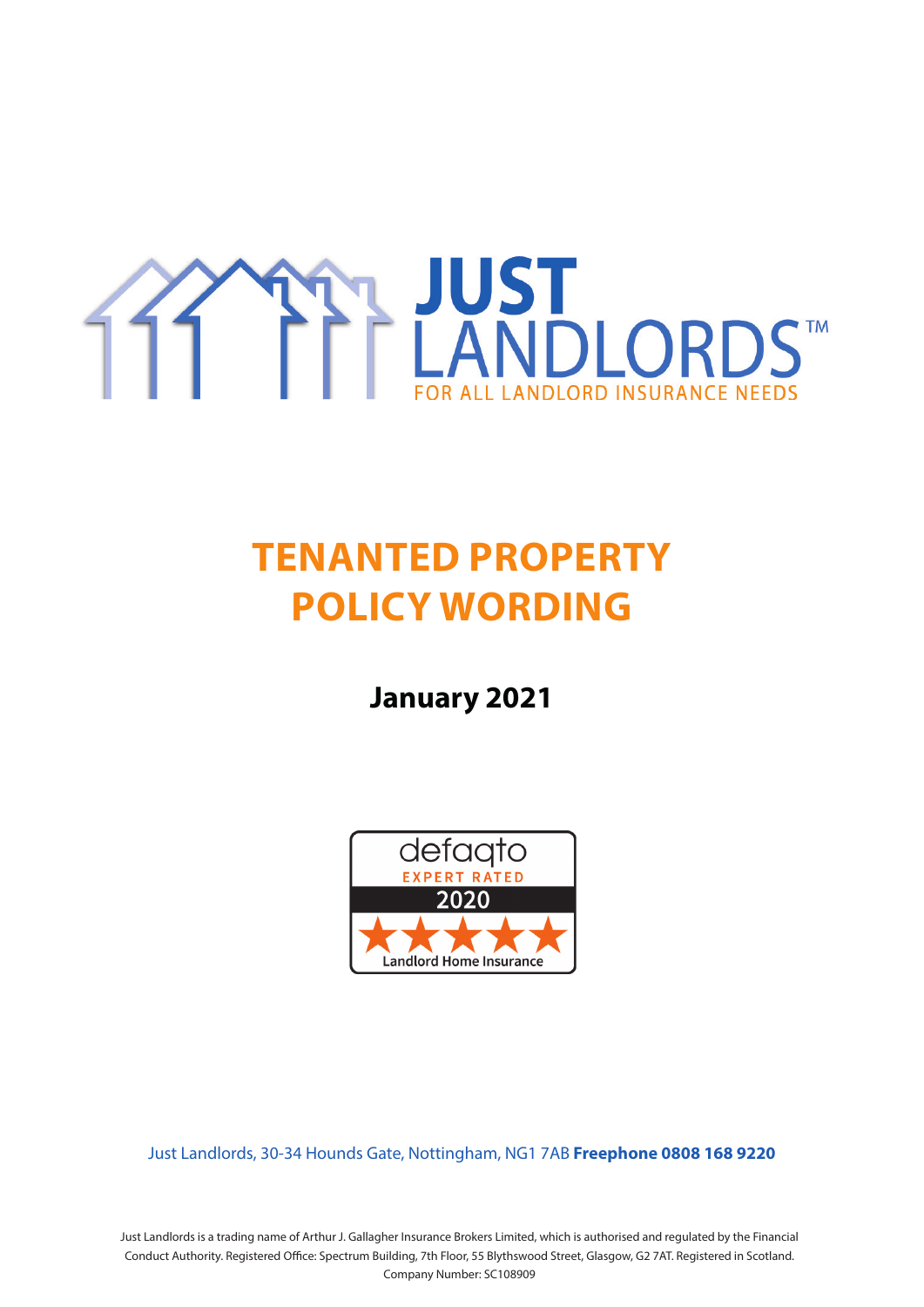JUST LANDLORDS™

FOR ALL LANDLORD INSURANCE NEEDS

# TENANTED PROPERTY POLICY WORDING

## January 2021

defaqto

EXPERT RATED

2020

Landlord Home Insurance

Just Landlords, 30-34 Hounds Gate, Nottingham, NG1 7AB **Freephone 0808 168 9220**

Just Landlords is a trading name of Arthur J. Gallagher Insurance Brokers Limited, which is authorised and regulated by the Financial Conduct Authority. Registered Office: Spectrum Building, 7th Floor, 55 Blythswood Street, Glasgow, G2 7AT. Registered in Scotland. Company Number: SC108909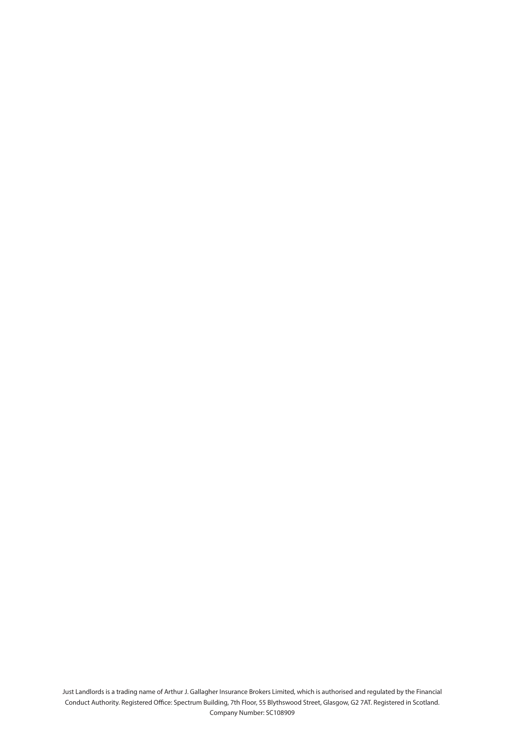Just Landlords is a trading name of Arthur J. Gallagher Insurance Brokers Limited, which is authorised and regulated by the Financial Conduct Authority. Registered Office: Spectrum Building, 7th Floor, 55 Blythswood Street, Glasgow, G2 7AT. Registered in Scotland. Company Number: SC108909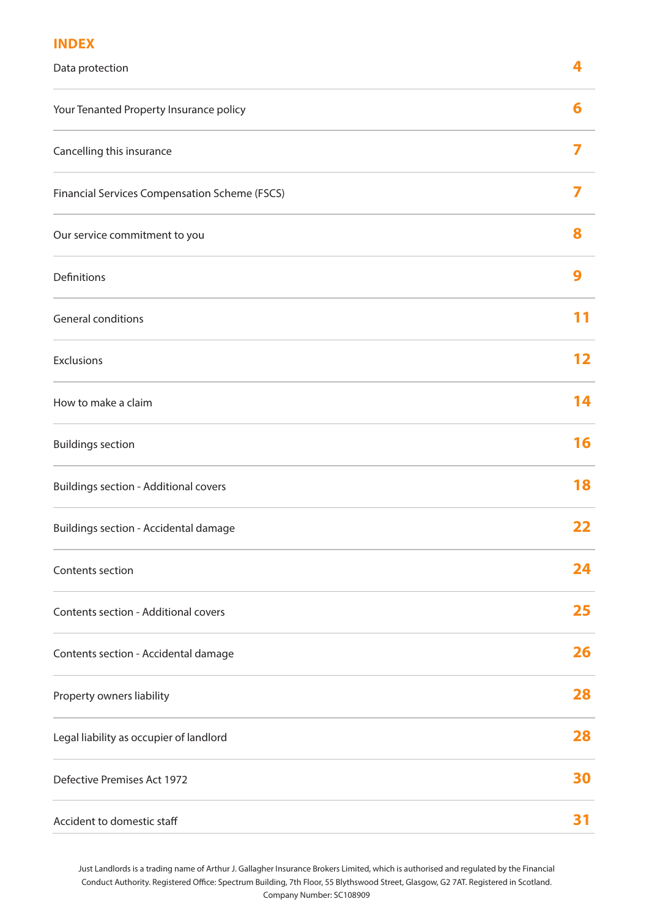## INDEX

| | |
|---|---|
| Data protection | 4 |
| Your Tenanted Property Insurance policy | 6 |
| Cancelling this insurance | 7 |
| Financial Services Compensation Scheme (FSCS) | 7 |
| Our service commitment to you | 8 |
| Definitions | 9 |
| General conditions | 11 |
| Exclusions | 12 |
| How to make a claim | 14 |
| Buildings section | 16 |
| Buildings section - Additional covers | 18 |
| Buildings section - Accidental damage | 22 |
| Contents section | 24 |
| Contents section - Additional covers | 25 |
| Contents section - Accidental damage | 26 |
| Property owners liability | 28 |
| Legal liability as occupier of landlord | 28 |
| Defective Premises Act 1972 | 30 |
| Accident to domestic staff | 31 |

Just Landlords is a trading name of Arthur J. Gallagher Insurance Brokers Limited, which is authorised and regulated by the Financial Conduct Authority. Registered Office: Spectrum Building, 7th Floor, 55 Blythswood Street, Glasgow, G2 7AT. Registered in Scotland. Company Number: SC108909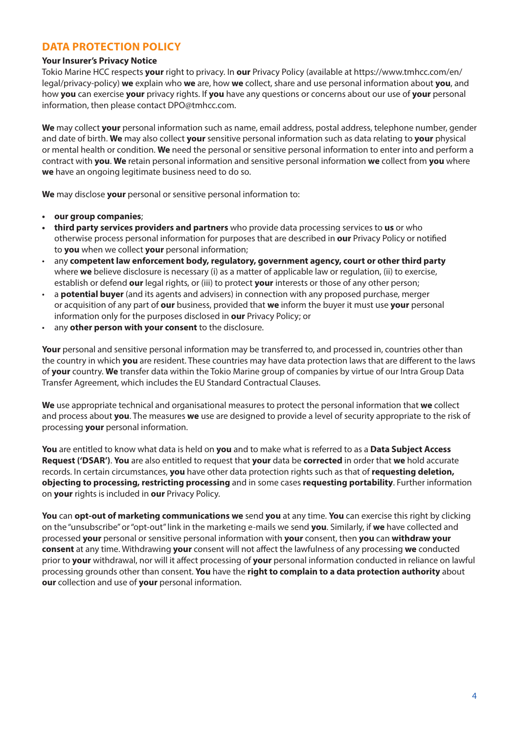## DATA PROTECTION POLICY

**Your Insurer's Privacy Notice**

Tokio Marine HCC respects **your** right to privacy. In **our** Privacy Policy (available at https://www.tmhcc.com/en/legal/privacy-policy) **we** explain who **we** are, how **we** collect, share and use personal information about **you**, and how **you** can exercise **your** privacy rights. If **you** have any questions or concerns about our use of **your** personal information, then please contact DPO@tmhcc.com.

**We** may collect **your** personal information such as name, email address, postal address, telephone number, gender and date of birth. **We** may also collect **your** sensitive personal information such as data relating to **your** physical or mental health or condition. **We** need the personal or sensitive personal information to enter into and perform a contract with **you**. **We** retain personal information and sensitive personal information **we** collect from **you** where **we** have an ongoing legitimate business need to do so.

**We** may disclose **your** personal or sensitive personal information to:

- **our group companies**;
- **third party services providers and partners** who provide data processing services to **us** or who otherwise process personal information for purposes that are described in **our** Privacy Policy or notified to **you** when we collect **your** personal information;
- any **competent law enforcement body, regulatory, government agency, court or other third party** where **we** believe disclosure is necessary (i) as a matter of applicable law or regulation, (ii) to exercise, establish or defend **our** legal rights, or (iii) to protect **your** interests or those of any other person;
- a **potential buyer** (and its agents and advisers) in connection with any proposed purchase, merger or acquisition of any part of **our** business, provided that **we** inform the buyer it must use **your** personal information only for the purposes disclosed in **our** Privacy Policy; or
- any **other person with your consent** to the disclosure.

**Your** personal and sensitive personal information may be transferred to, and processed in, countries other than the country in which **you** are resident. These countries may have data protection laws that are different to the laws of **your** country. **We** transfer data within the Tokio Marine group of companies by virtue of our Intra Group Data Transfer Agreement, which includes the EU Standard Contractual Clauses.

**We** use appropriate technical and organisational measures to protect the personal information that **we** collect and process about **you**. The measures **we** use are designed to provide a level of security appropriate to the risk of processing **your** personal information.

**You** are entitled to know what data is held on **you** and to make what is referred to as a **Data Subject Access Request ('DSAR')**. **You** are also entitled to request that **your** data be **corrected** in order that **we** hold accurate records. In certain circumstances, **you** have other data protection rights such as that of **requesting deletion, objecting to processing, restricting processing** and in some cases **requesting portability**. Further information on **your** rights is included in **our** Privacy Policy.

**You** can **opt-out of marketing communications we** send **you** at any time. **You** can exercise this right by clicking on the "unsubscribe" or "opt-out" link in the marketing e-mails we send **you**. Similarly, if **we** have collected and processed **your** personal or sensitive personal information with **your** consent, then **you** can **withdraw your consent** at any time. Withdrawing **your** consent will not affect the lawfulness of any processing **we** conducted prior to **your** withdrawal, nor will it affect processing of **your** personal information conducted in reliance on lawful processing grounds other than consent. **You** have the **right to complain to a data protection authority** about **our** collection and use of **your** personal information.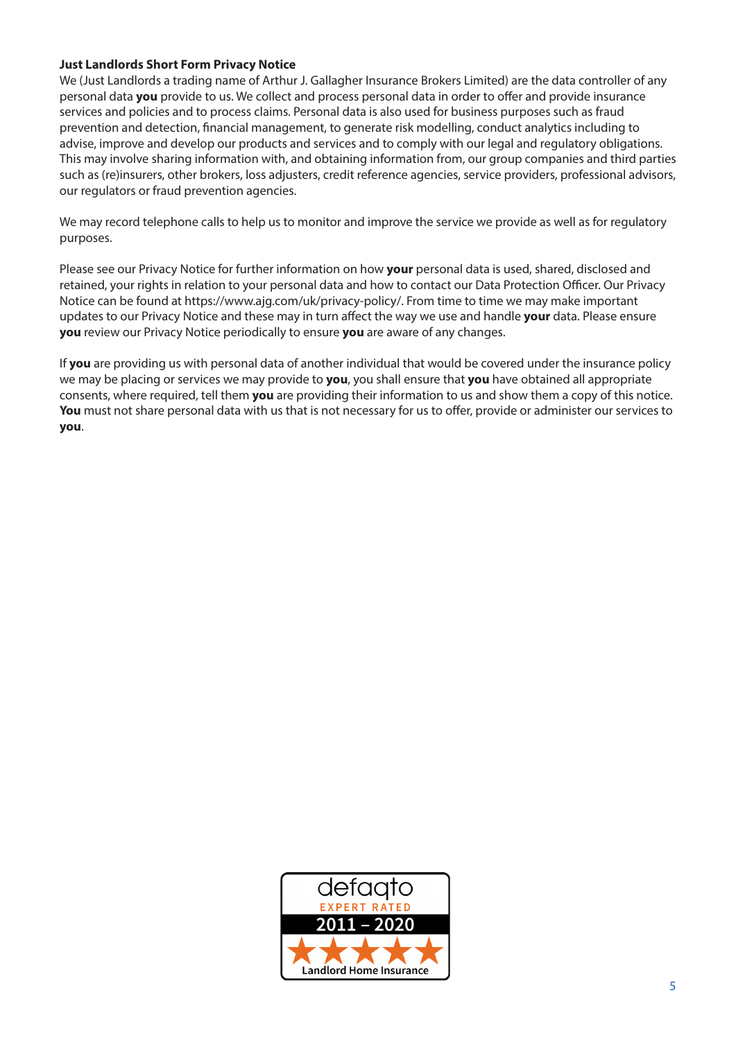**Just Landlords Short Form Privacy Notice**

We (Just Landlords a trading name of Arthur J. Gallagher Insurance Brokers Limited) are the data controller of any personal data **you** provide to us. We collect and process personal data in order to offer and provide insurance services and policies and to process claims. Personal data is also used for business purposes such as fraud prevention and detection, financial management, to generate risk modelling, conduct analytics including to advise, improve and develop our products and services and to comply with our legal and regulatory obligations. This may involve sharing information with, and obtaining information from, our group companies and third parties such as (re)insurers, other brokers, loss adjusters, credit reference agencies, service providers, professional advisors, our regulators or fraud prevention agencies.

We may record telephone calls to help us to monitor and improve the service we provide as well as for regulatory purposes.

Please see our Privacy Notice for further information on how **your** personal data is used, shared, disclosed and retained, your rights in relation to your personal data and how to contact our Data Protection Officer. Our Privacy Notice can be found at https://www.ajg.com/uk/privacy-policy/. From time to time we may make important updates to our Privacy Notice and these may in turn affect the way we use and handle **your** data. Please ensure **you** review our Privacy Notice periodically to ensure **you** are aware of any changes.

If **you** are providing us with personal data of another individual that would be covered under the insurance policy we may be placing or services we may provide to **you**, you shall ensure that **you** have obtained all appropriate consents, where required, tell them **you** are providing their information to us and show them a copy of this notice. **You** must not share personal data with us that is not necessary for us to offer, provide or administer our services to **you**.

defaqto EXPERT RATED 2011 – 2020 ★★★★★ Landlord Home Insurance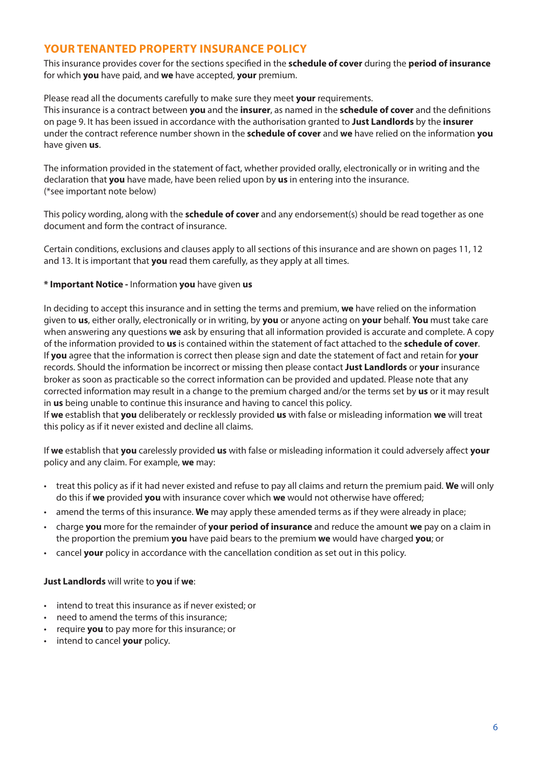## YOUR TENANTED PROPERTY INSURANCE POLICY

This insurance provides cover for the sections specified in the **schedule of cover** during the **period of insurance** for which **you** have paid, and **we** have accepted, **your** premium.

Please read all the documents carefully to make sure they meet **your** requirements.
This insurance is a contract between **you** and the **insurer**, as named in the **schedule of cover** and the definitions on page 9. It has been issued in accordance with the authorisation granted to **Just Landlords** by the **insurer** under the contract reference number shown in the **schedule of cover** and **we** have relied on the information **you** have given **us**.

The information provided in the statement of fact, whether provided orally, electronically or in writing and the declaration that **you** have made, have been relied upon by **us** in entering into the insurance.
(*see important note below)

This policy wording, along with the **schedule of cover** and any endorsement(s) should be read together as one document and form the contract of insurance.

Certain conditions, exclusions and clauses apply to all sections of this insurance and are shown on pages 11, 12 and 13. It is important that **you** read them carefully, as they apply at all times.

**\* Important Notice -** Information **you** have given **us**

In deciding to accept this insurance and in setting the terms and premium, **we** have relied on the information given to **us**, either orally, electronically or in writing, by **you** or anyone acting on **your** behalf. **You** must take care when answering any questions **we** ask by ensuring that all information provided is accurate and complete. A copy of the information provided to **us** is contained within the statement of fact attached to the **schedule of cover**.
If **you** agree that the information is correct then please sign and date the statement of fact and retain for **your** records. Should the information be incorrect or missing then please contact **Just Landlords** or **your** insurance broker as soon as practicable so the correct information can be provided and updated. Please note that any corrected information may result in a change to the premium charged and/or the terms set by **us** or it may result in **us** being unable to continue this insurance and having to cancel this policy.
If **we** establish that **you** deliberately or recklessly provided **us** with false or misleading information **we** will treat this policy as if it never existed and decline all claims.

If **we** establish that **you** carelessly provided **us** with false or misleading information it could adversely affect **your** policy and any claim. For example, **we** may:

- treat this policy as if it had never existed and refuse to pay all claims and return the premium paid. **We** will only do this if **we** provided **you** with insurance cover which **we** would not otherwise have offered;
- amend the terms of this insurance. **We** may apply these amended terms as if they were already in place;
- charge **you** more for the remainder of **your period of insurance** and reduce the amount **we** pay on a claim in the proportion the premium **you** have paid bears to the premium **we** would have charged **you**; or
- cancel **your** policy in accordance with the cancellation condition as set out in this policy.

**Just Landlords** will write to **you** if **we**:

- intend to treat this insurance as if never existed; or
- need to amend the terms of this insurance;
- require **you** to pay more for this insurance; or
- intend to cancel **your** policy.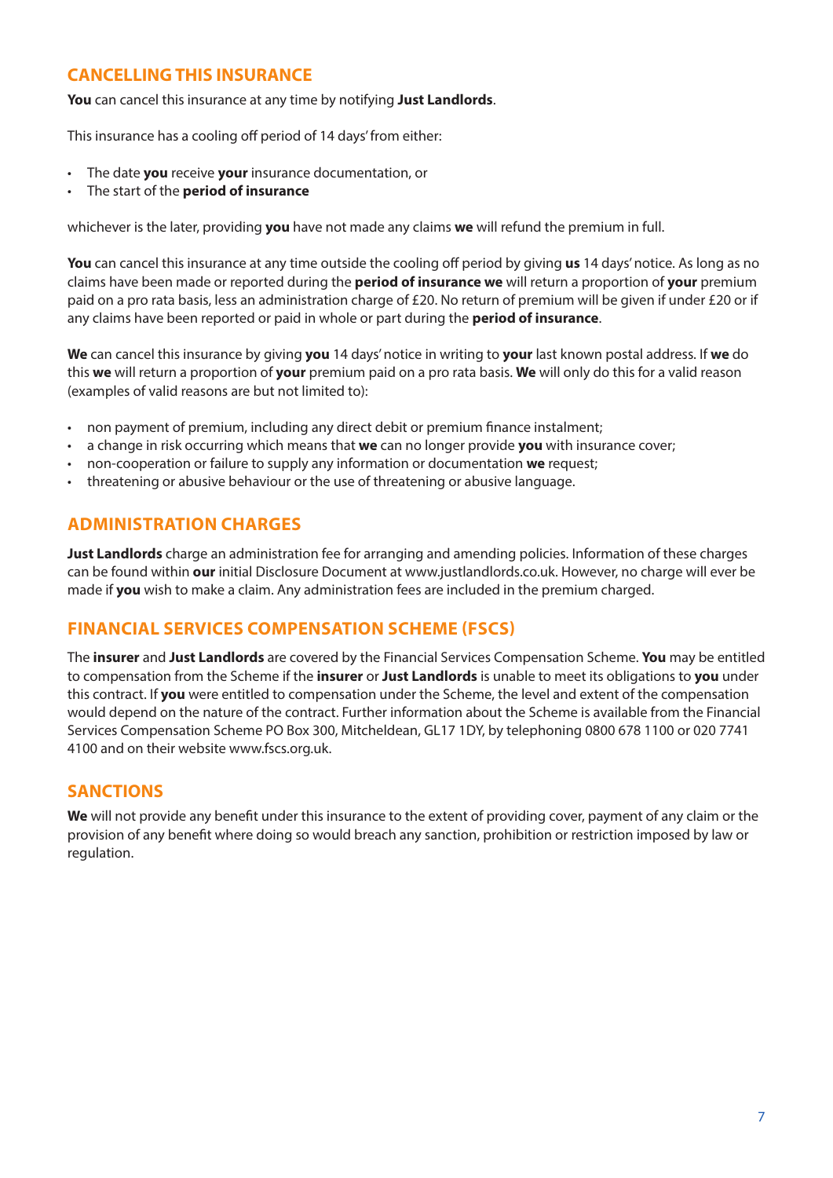## CANCELLING THIS INSURANCE

**You** can cancel this insurance at any time by notifying **Just Landlords**.

This insurance has a cooling off period of 14 days' from either:

- The date **you** receive **your** insurance documentation, or
- The start of the **period of insurance**

whichever is the later, providing **you** have not made any claims **we** will refund the premium in full.

**You** can cancel this insurance at any time outside the cooling off period by giving **us** 14 days' notice. As long as no claims have been made or reported during the **period of insurance we** will return a proportion of **your** premium paid on a pro rata basis, less an administration charge of £20. No return of premium will be given if under £20 or if any claims have been reported or paid in whole or part during the **period of insurance**.

**We** can cancel this insurance by giving **you** 14 days' notice in writing to **your** last known postal address. If **we** do this **we** will return a proportion of **your** premium paid on a pro rata basis. **We** will only do this for a valid reason (examples of valid reasons are but not limited to):

- non payment of premium, including any direct debit or premium finance instalment;
- a change in risk occurring which means that **we** can no longer provide **you** with insurance cover;
- non-cooperation or failure to supply any information or documentation **we** request;
- threatening or abusive behaviour or the use of threatening or abusive language.

## ADMINISTRATION CHARGES

**Just Landlords** charge an administration fee for arranging and amending policies. Information of these charges can be found within **our** initial Disclosure Document at www.justlandlords.co.uk. However, no charge will ever be made if **you** wish to make a claim. Any administration fees are included in the premium charged.

## FINANCIAL SERVICES COMPENSATION SCHEME (FSCS)

The **insurer** and **Just Landlords** are covered by the Financial Services Compensation Scheme. **You** may be entitled to compensation from the Scheme if the **insurer** or **Just Landlords** is unable to meet its obligations to **you** under this contract. If **you** were entitled to compensation under the Scheme, the level and extent of the compensation would depend on the nature of the contract. Further information about the Scheme is available from the Financial Services Compensation Scheme PO Box 300, Mitcheldean, GL17 1DY, by telephoning 0800 678 1100 or 020 7741 4100 and on their website www.fscs.org.uk.

## SANCTIONS

**We** will not provide any benefit under this insurance to the extent of providing cover, payment of any claim or the provision of any benefit where doing so would breach any sanction, prohibition or restriction imposed by law or regulation.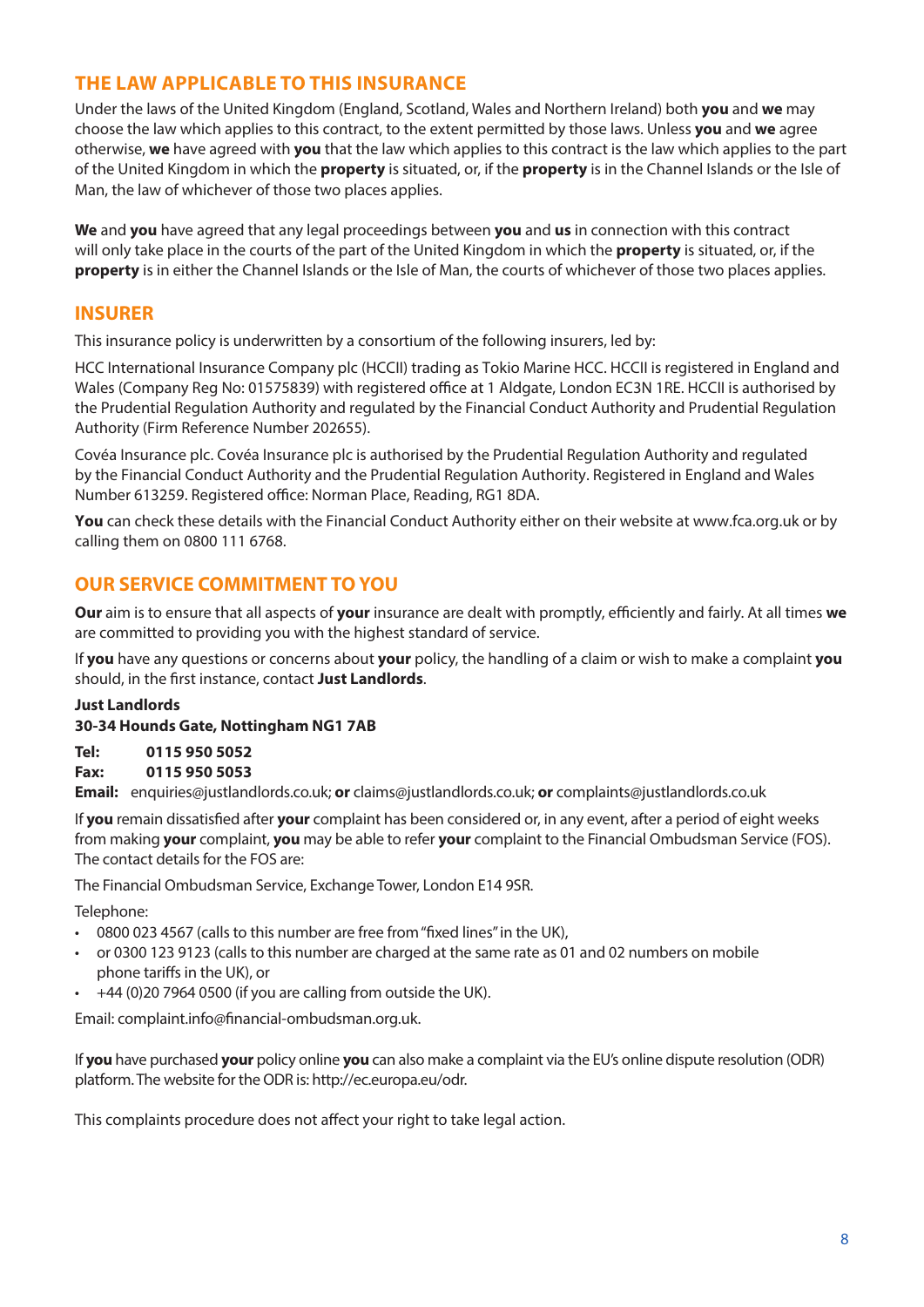## THE LAW APPLICABLE TO THIS INSURANCE

Under the laws of the United Kingdom (England, Scotland, Wales and Northern Ireland) both **you** and **we** may choose the law which applies to this contract, to the extent permitted by those laws. Unless **you** and **we** agree otherwise, **we** have agreed with **you** that the law which applies to this contract is the law which applies to the part of the United Kingdom in which the **property** is situated, or, if the **property** is in the Channel Islands or the Isle of Man, the law of whichever of those two places applies.

**We** and **you** have agreed that any legal proceedings between **you** and **us** in connection with this contract will only take place in the courts of the part of the United Kingdom in which the **property** is situated, or, if the **property** is in either the Channel Islands or the Isle of Man, the courts of whichever of those two places applies.

## INSURER

This insurance policy is underwritten by a consortium of the following insurers, led by:

HCC International Insurance Company plc (HCCII) trading as Tokio Marine HCC. HCCII is registered in England and Wales (Company Reg No: 01575839) with registered office at 1 Aldgate, London EC3N 1RE. HCCII is authorised by the Prudential Regulation Authority and regulated by the Financial Conduct Authority and Prudential Regulation Authority (Firm Reference Number 202655).

Covéa Insurance plc. Covéa Insurance plc is authorised by the Prudential Regulation Authority and regulated by the Financial Conduct Authority and the Prudential Regulation Authority. Registered in England and Wales Number 613259. Registered office: Norman Place, Reading, RG1 8DA.

**You** can check these details with the Financial Conduct Authority either on their website at www.fca.org.uk or by calling them on 0800 111 6768.

## OUR SERVICE COMMITMENT TO YOU

**Our** aim is to ensure that all aspects of **your** insurance are dealt with promptly, efficiently and fairly. At all times **we** are committed to providing you with the highest standard of service.

If **you** have any questions or concerns about **your** policy, the handling of a claim or wish to make a complaint **you** should, in the first instance, contact **Just Landlords**.

**Just Landlords**
**30-34 Hounds Gate, Nottingham NG1 7AB**

**Tel: 0115 950 5052**
**Fax: 0115 950 5053**
**Email:** enquiries@justlandlords.co.uk; **or** claims@justlandlords.co.uk; **or** complaints@justlandlords.co.uk

If **you** remain dissatisfied after **your** complaint has been considered or, in any event, after a period of eight weeks from making **your** complaint, **you** may be able to refer **your** complaint to the Financial Ombudsman Service (FOS). The contact details for the FOS are:

The Financial Ombudsman Service, Exchange Tower, London E14 9SR.

Telephone:

- 0800 023 4567 (calls to this number are free from "fixed lines" in the UK),
- or 0300 123 9123 (calls to this number are charged at the same rate as 01 and 02 numbers on mobile phone tariffs in the UK), or
- +44 (0)20 7964 0500 (if you are calling from outside the UK).

Email: complaint.info@financial-ombudsman.org.uk.

If **you** have purchased **your** policy online **you** can also make a complaint via the EU's online dispute resolution (ODR) platform. The website for the ODR is: http://ec.europa.eu/odr.

This complaints procedure does not affect your right to take legal action.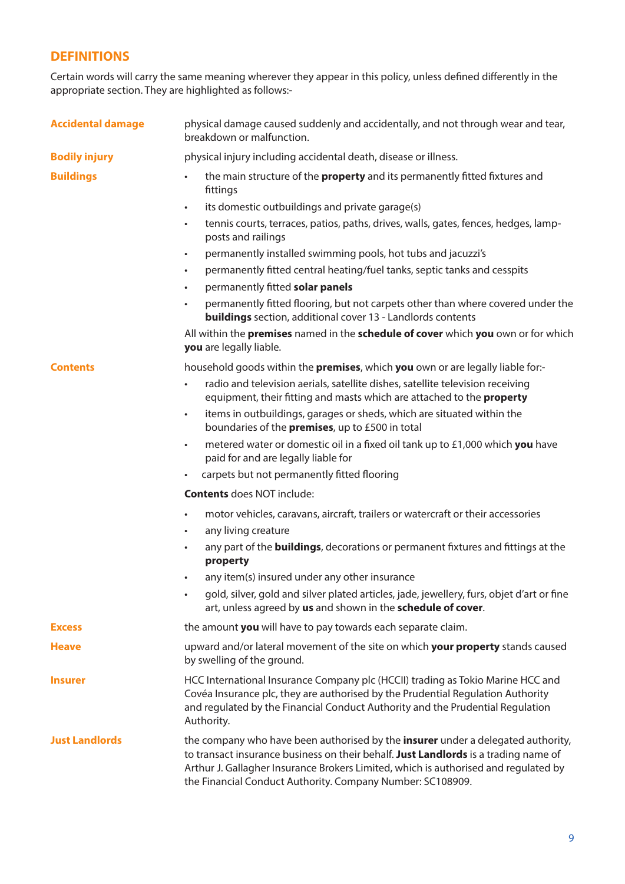## DEFINITIONS

Certain words will carry the same meaning wherever they appear in this policy, unless defined differently in the appropriate section. They are highlighted as follows:-

**Accidental damage**
physical damage caused suddenly and accidentally, and not through wear and tear, breakdown or malfunction.

**Bodily injury**
physical injury including accidental death, disease or illness.

**Buildings**

- the main structure of the **property** and its permanently fitted fixtures and fittings
- its domestic outbuildings and private garage(s)
- tennis courts, terraces, patios, paths, drives, walls, gates, fences, hedges, lamp-posts and railings
- permanently installed swimming pools, hot tubs and jacuzzi's
- permanently fitted central heating/fuel tanks, septic tanks and cesspits
- permanently fitted **solar panels**
- permanently fitted flooring, but not carpets other than where covered under the **buildings** section, additional cover 13 - Landlords contents

All within the **premises** named in the **schedule of cover** which **you** own or for which **you** are legally liable.

**Contents**
household goods within the **premises**, which **you** own or are legally liable for:-

- radio and television aerials, satellite dishes, satellite television receiving equipment, their fitting and masts which are attached to the **property**
- items in outbuildings, garages or sheds, which are situated within the boundaries of the **premises**, up to £500 in total
- metered water or domestic oil in a fixed oil tank up to £1,000 which **you** have paid for and are legally liable for
- carpets but not permanently fitted flooring

**Contents** does NOT include:

- motor vehicles, caravans, aircraft, trailers or watercraft or their accessories
- any living creature
- any part of the **buildings**, decorations or permanent fixtures and fittings at the **property**
- any item(s) insured under any other insurance
- gold, silver, gold and silver plated articles, jade, jewellery, furs, objet d'art or fine art, unless agreed by **us** and shown in the **schedule of cover**.

**Excess**
the amount **you** will have to pay towards each separate claim.

**Heave**
upward and/or lateral movement of the site on which **your property** stands caused by swelling of the ground.

**Insurer**
HCC International Insurance Company plc (HCCII) trading as Tokio Marine HCC and Covéa Insurance plc, they are authorised by the Prudential Regulation Authority and regulated by the Financial Conduct Authority and the Prudential Regulation Authority.

**Just Landlords**
the company who have been authorised by the **insurer** under a delegated authority, to transact insurance business on their behalf. **Just Landlords** is a trading name of Arthur J. Gallagher Insurance Brokers Limited, which is authorised and regulated by the Financial Conduct Authority. Company Number: SC108909.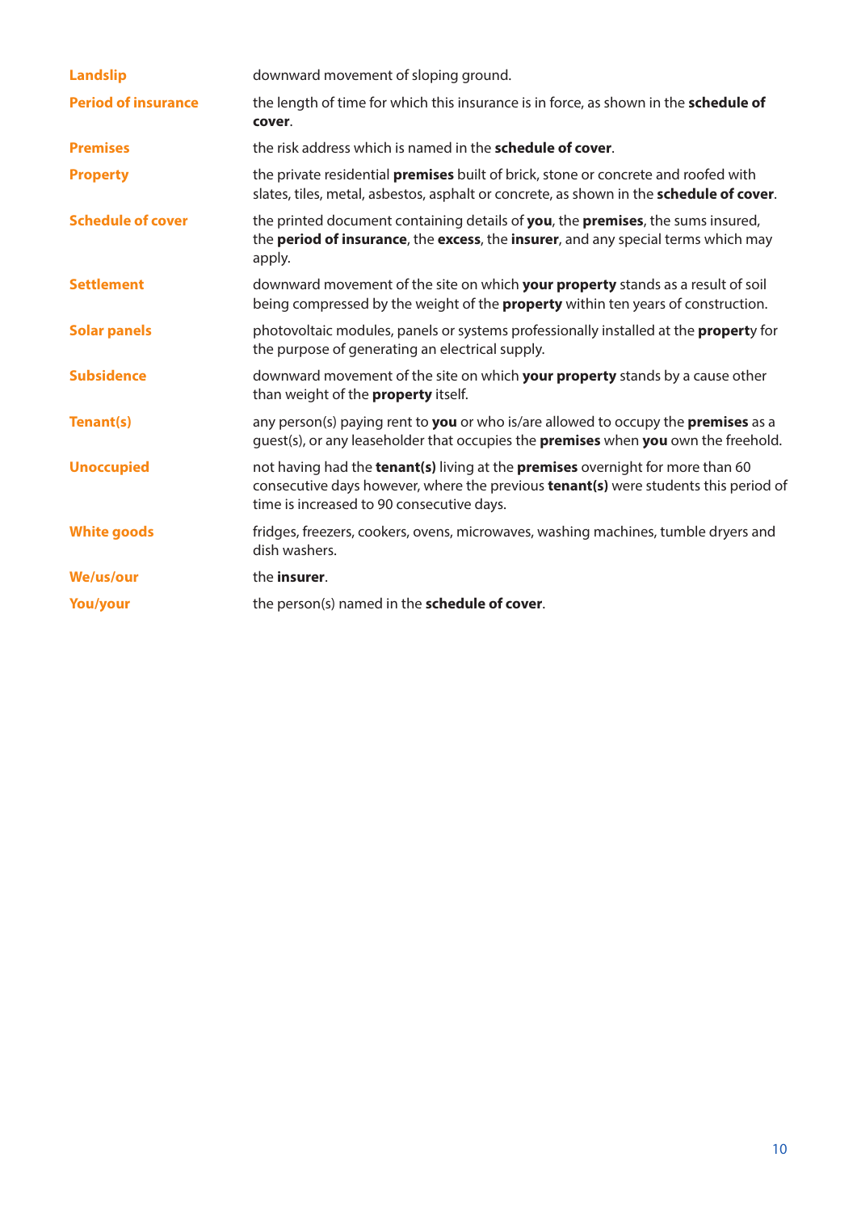**Landslip** downward movement of sloping ground.

**Period of insurance** the length of time for which this insurance is in force, as shown in the **schedule of cover**.

**Premises** the risk address which is named in the **schedule of cover**.

**Property** the private residential **premises** built of brick, stone or concrete and roofed with slates, tiles, metal, asbestos, asphalt or concrete, as shown in the **schedule of cover**.

**Schedule of cover** the printed document containing details of **you**, the **premises**, the sums insured, the **period of insurance**, the **excess**, the **insurer**, and any special terms which may apply.

**Settlement** downward movement of the site on which **your property** stands as a result of soil being compressed by the weight of the **property** within ten years of construction.

**Solar panels** photovoltaic modules, panels or systems professionally installed at the **propert**y for the purpose of generating an electrical supply.

**Subsidence** downward movement of the site on which **your property** stands by a cause other than weight of the **property** itself.

**Tenant(s)** any person(s) paying rent to **you** or who is/are allowed to occupy the **premises** as a guest(s), or any leaseholder that occupies the **premises** when **you** own the freehold.

**Unoccupied** not having had the **tenant(s)** living at the **premises** overnight for more than 60 consecutive days however, where the previous **tenant(s)** were students this period of time is increased to 90 consecutive days.

**White goods** fridges, freezers, cookers, ovens, microwaves, washing machines, tumble dryers and dish washers.

**We/us/our** the **insurer**.

**You/your** the person(s) named in the **schedule of cover**.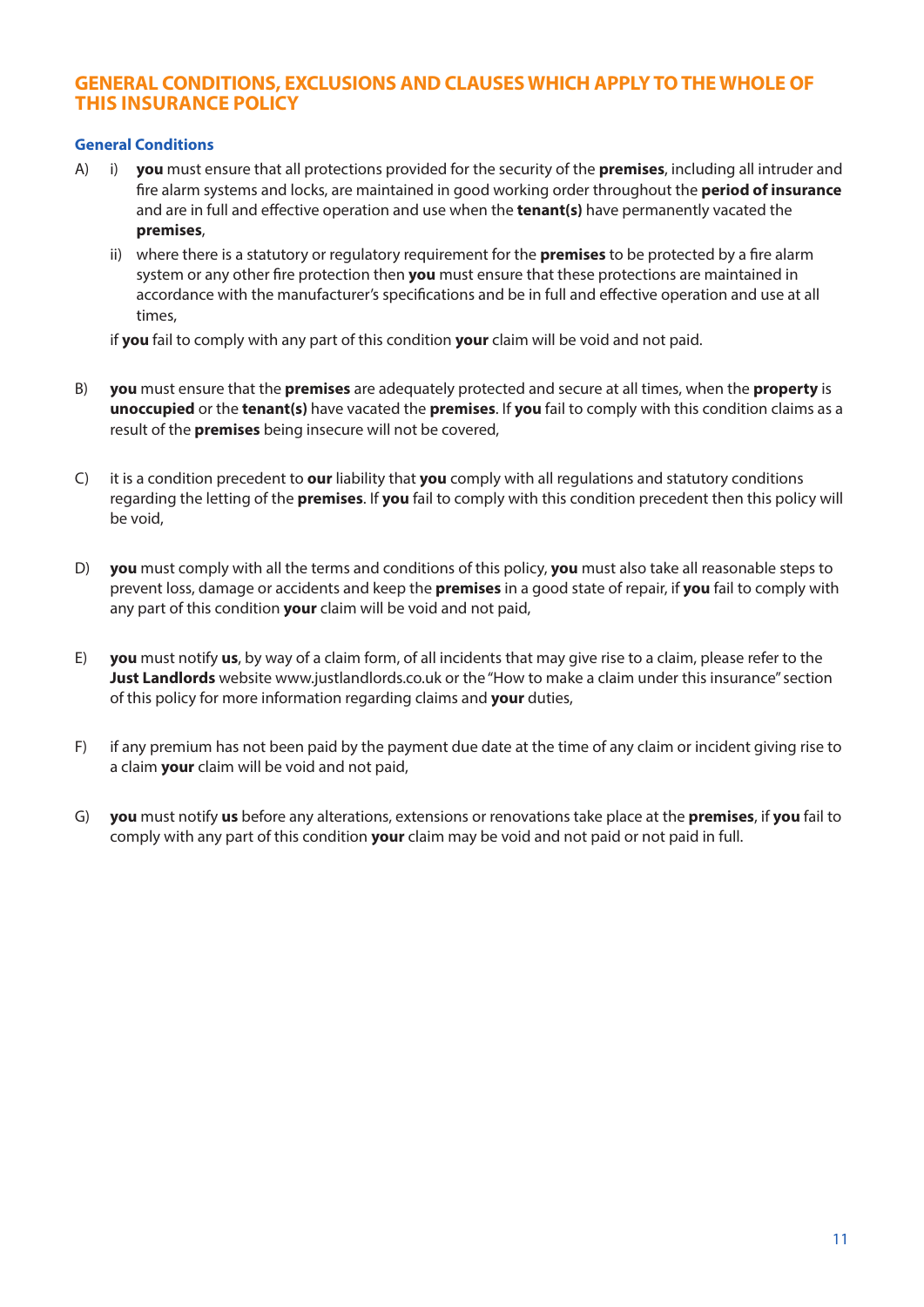## GENERAL CONDITIONS, EXCLUSIONS AND CLAUSES WHICH APPLY TO THE WHOLE OF THIS INSURANCE POLICY

### General Conditions

A) i) **you** must ensure that all protections provided for the security of the **premises**, including all intruder and fire alarm systems and locks, are maintained in good working order throughout the **period of insurance** and are in full and effective operation and use when the **tenant(s)** have permanently vacated the **premises**,

ii) where there is a statutory or regulatory requirement for the **premises** to be protected by a fire alarm system or any other fire protection then **you** must ensure that these protections are maintained in accordance with the manufacturer's specifications and be in full and effective operation and use at all times,

if **you** fail to comply with any part of this condition **your** claim will be void and not paid.

B) **you** must ensure that the **premises** are adequately protected and secure at all times, when the **property** is **unoccupied** or the **tenant(s)** have vacated the **premises**. If **you** fail to comply with this condition claims as a result of the **premises** being insecure will not be covered,

C) it is a condition precedent to **our** liability that **you** comply with all regulations and statutory conditions regarding the letting of the **premises**. If **you** fail to comply with this condition precedent then this policy will be void,

D) **you** must comply with all the terms and conditions of this policy, **you** must also take all reasonable steps to prevent loss, damage or accidents and keep the **premises** in a good state of repair, if **you** fail to comply with any part of this condition **your** claim will be void and not paid,

E) **you** must notify **us**, by way of a claim form, of all incidents that may give rise to a claim, please refer to the **Just Landlords** website www.justlandlords.co.uk or the "How to make a claim under this insurance" section of this policy for more information regarding claims and **your** duties,

F) if any premium has not been paid by the payment due date at the time of any claim or incident giving rise to a claim **your** claim will be void and not paid,

G) **you** must notify **us** before any alterations, extensions or renovations take place at the **premises**, if **you** fail to comply with any part of this condition **your** claim may be void and not paid or not paid in full.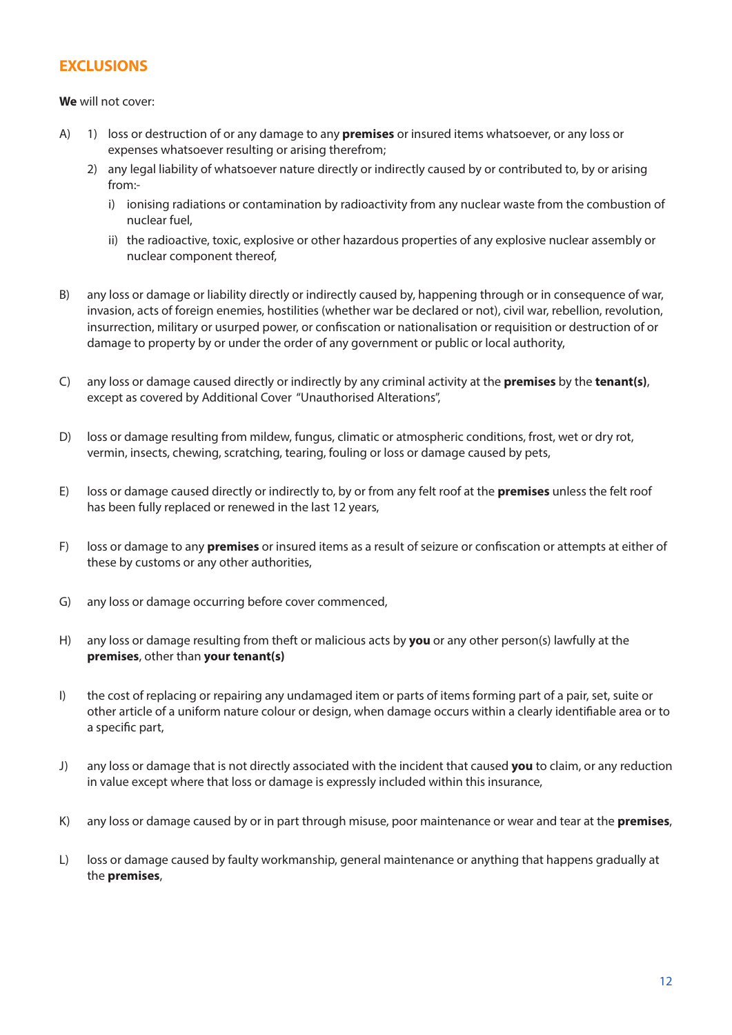## EXCLUSIONS

**We** will not cover:

A) 1) loss or destruction of or any damage to any **premises** or insured items whatsoever, or any loss or expenses whatsoever resulting or arising therefrom;

   2) any legal liability of whatsoever nature directly or indirectly caused by or contributed to, by or arising from:-

      i) ionising radiations or contamination by radioactivity from any nuclear waste from the combustion of nuclear fuel,

      ii) the radioactive, toxic, explosive or other hazardous properties of any explosive nuclear assembly or nuclear component thereof,

B) any loss or damage or liability directly or indirectly caused by, happening through or in consequence of war, invasion, acts of foreign enemies, hostilities (whether war be declared or not), civil war, rebellion, revolution, insurrection, military or usurped power, or confiscation or nationalisation or requisition or destruction of or damage to property by or under the order of any government or public or local authority,

C) any loss or damage caused directly or indirectly by any criminal activity at the **premises** by the **tenant(s)**, except as covered by Additional Cover "Unauthorised Alterations",

D) loss or damage resulting from mildew, fungus, climatic or atmospheric conditions, frost, wet or dry rot, vermin, insects, chewing, scratching, tearing, fouling or loss or damage caused by pets,

E) loss or damage caused directly or indirectly to, by or from any felt roof at the **premises** unless the felt roof has been fully replaced or renewed in the last 12 years,

F) loss or damage to any **premises** or insured items as a result of seizure or confiscation or attempts at either of these by customs or any other authorities,

G) any loss or damage occurring before cover commenced,

H) any loss or damage resulting from theft or malicious acts by **you** or any other person(s) lawfully at the **premises**, other than **your tenant(s)**

I) the cost of replacing or repairing any undamaged item or parts of items forming part of a pair, set, suite or other article of a uniform nature colour or design, when damage occurs within a clearly identifiable area or to a specific part,

J) any loss or damage that is not directly associated with the incident that caused **you** to claim, or any reduction in value except where that loss or damage is expressly included within this insurance,

K) any loss or damage caused by or in part through misuse, poor maintenance or wear and tear at the **premises**,

L) loss or damage caused by faulty workmanship, general maintenance or anything that happens gradually at the **premises**,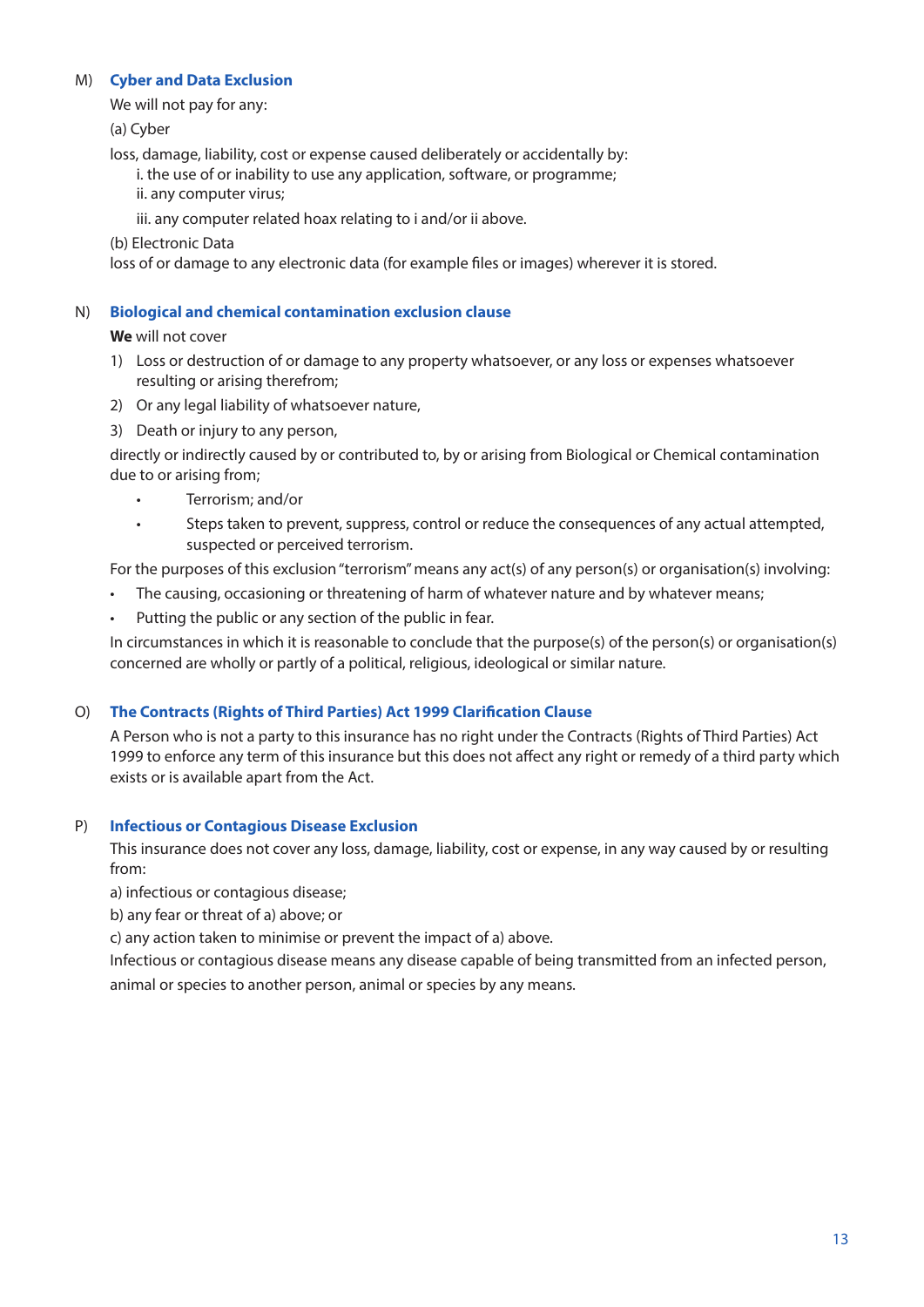M) **Cyber and Data Exclusion**

We will not pay for any:

(a) Cyber

loss, damage, liability, cost or expense caused deliberately or accidentally by:

i. the use of or inability to use any application, software, or programme;
ii. any computer virus;
iii. any computer related hoax relating to i and/or ii above.

(b) Electronic Data
loss of or damage to any electronic data (for example files or images) wherever it is stored.

N) **Biological and chemical contamination exclusion clause**

**We** will not cover

1) Loss or destruction of or damage to any property whatsoever, or any loss or expenses whatsoever resulting or arising therefrom;
2) Or any legal liability of whatsoever nature,
3) Death or injury to any person,

directly or indirectly caused by or contributed to, by or arising from Biological or Chemical contamination due to or arising from;

- Terrorism; and/or
- Steps taken to prevent, suppress, control or reduce the consequences of any actual attempted, suspected or perceived terrorism.

For the purposes of this exclusion "terrorism" means any act(s) of any person(s) or organisation(s) involving:

- The causing, occasioning or threatening of harm of whatever nature and by whatever means;
- Putting the public or any section of the public in fear.

In circumstances in which it is reasonable to conclude that the purpose(s) of the person(s) or organisation(s) concerned are wholly or partly of a political, religious, ideological or similar nature.

O) **The Contracts (Rights of Third Parties) Act 1999 Clarification Clause**

A Person who is not a party to this insurance has no right under the Contracts (Rights of Third Parties) Act 1999 to enforce any term of this insurance but this does not affect any right or remedy of a third party which exists or is available apart from the Act.

P) **Infectious or Contagious Disease Exclusion**

This insurance does not cover any loss, damage, liability, cost or expense, in any way caused by or resulting from:

a) infectious or contagious disease;
b) any fear or threat of a) above; or
c) any action taken to minimise or prevent the impact of a) above.

Infectious or contagious disease means any disease capable of being transmitted from an infected person, animal or species to another person, animal or species by any means.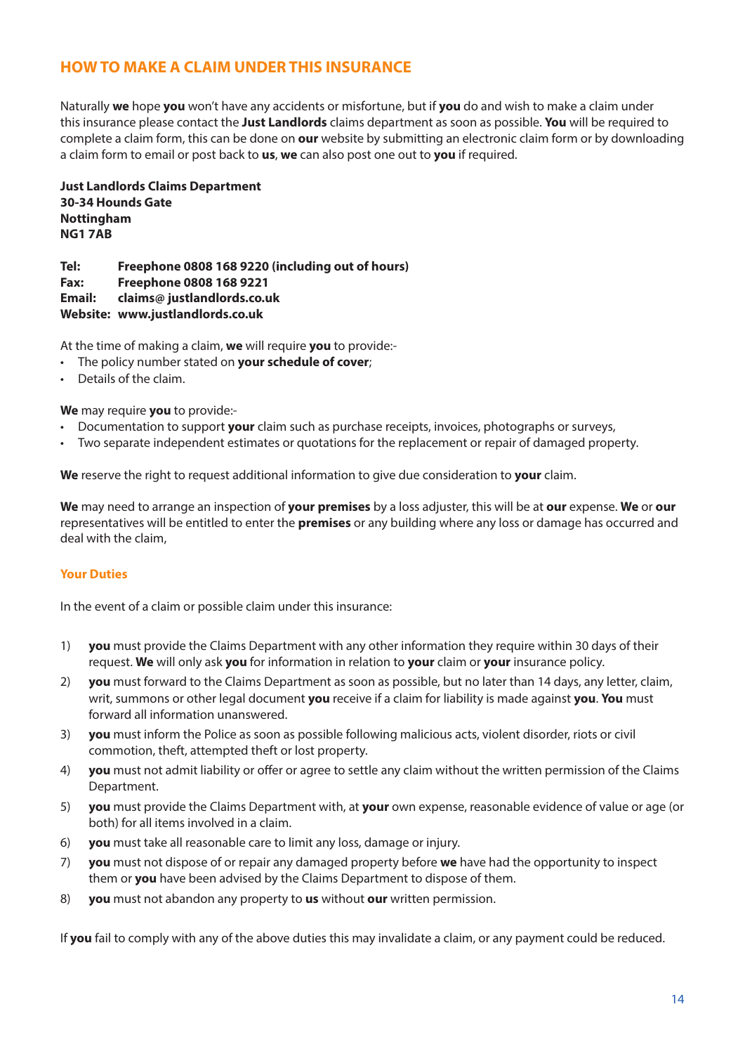## HOW TO MAKE A CLAIM UNDER THIS INSURANCE

Naturally **we** hope **you** won't have any accidents or misfortune, but if **you** do and wish to make a claim under this insurance please contact the **Just Landlords** claims department as soon as possible. **You** will be required to complete a claim form, this can be done on **our** website by submitting an electronic claim form or by downloading a claim form to email or post back to **us**, **we** can also post one out to **you** if required.

**Just Landlords Claims Department**
**30-34 Hounds Gate**
**Nottingham**
**NG1 7AB**

**Tel:** **Freephone 0808 168 9220 (including out of hours)**
**Fax:** **Freephone 0808 168 9221**
**Email:** **claims@ justlandlords.co.uk**
**Website:** **www.justlandlords.co.uk**

At the time of making a claim, **we** will require **you** to provide:-

- The policy number stated on **your schedule of cover**;
- Details of the claim.

**We** may require **you** to provide:-

- Documentation to support **your** claim such as purchase receipts, invoices, photographs or surveys,
- Two separate independent estimates or quotations for the replacement or repair of damaged property.

**We** reserve the right to request additional information to give due consideration to **your** claim.

**We** may need to arrange an inspection of **your premises** by a loss adjuster, this will be at **our** expense. **We** or **our** representatives will be entitled to enter the **premises** or any building where any loss or damage has occurred and deal with the claim,

### Your Duties

In the event of a claim or possible claim under this insurance:

1) **you** must provide the Claims Department with any other information they require within 30 days of their request. **We** will only ask **you** for information in relation to **your** claim or **your** insurance policy.
2) **you** must forward to the Claims Department as soon as possible, but no later than 14 days, any letter, claim, writ, summons or other legal document **you** receive if a claim for liability is made against **you**. **You** must forward all information unanswered.
3) **you** must inform the Police as soon as possible following malicious acts, violent disorder, riots or civil commotion, theft, attempted theft or lost property.
4) **you** must not admit liability or offer or agree to settle any claim without the written permission of the Claims Department.
5) **you** must provide the Claims Department with, at **your** own expense, reasonable evidence of value or age (or both) for all items involved in a claim.
6) **you** must take all reasonable care to limit any loss, damage or injury.
7) **you** must not dispose of or repair any damaged property before **we** have had the opportunity to inspect them or **you** have been advised by the Claims Department to dispose of them.
8) **you** must not abandon any property to **us** without **our** written permission.

If **you** fail to comply with any of the above duties this may invalidate a claim, or any payment could be reduced.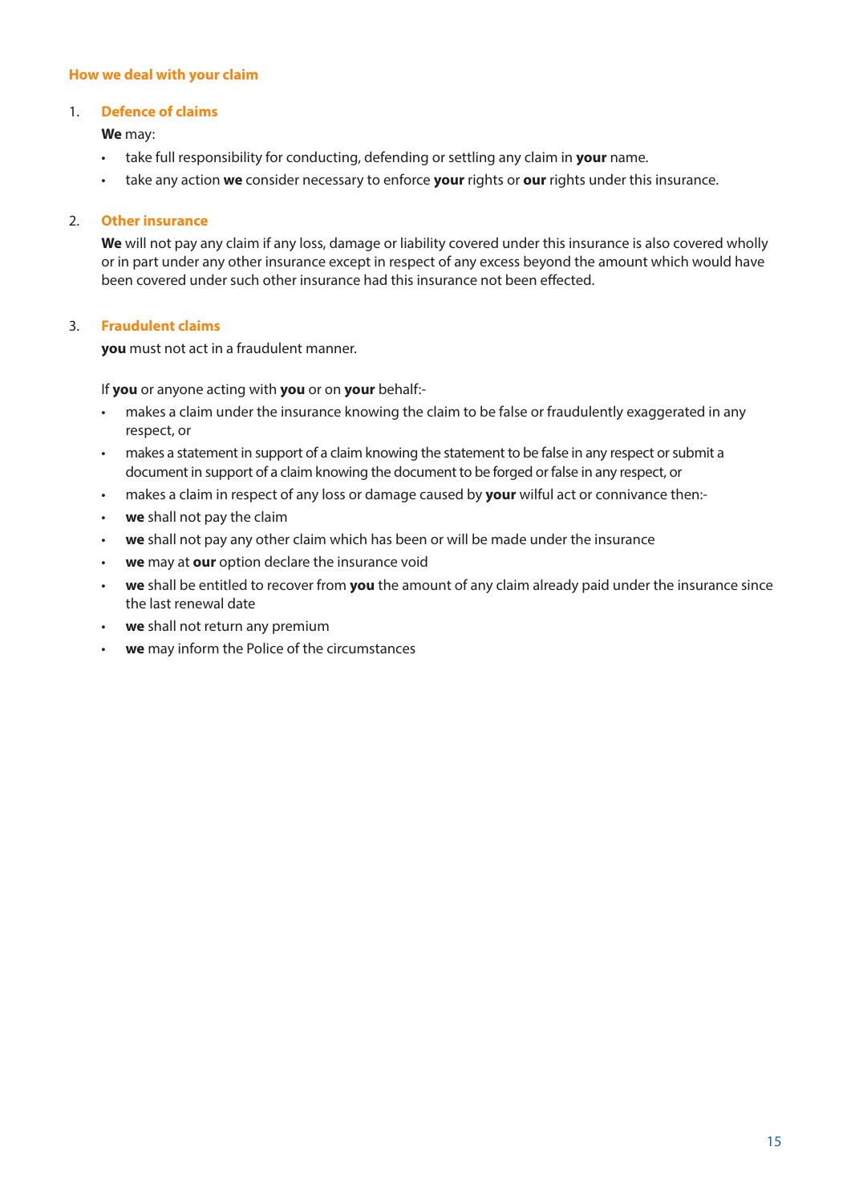## How we deal with your claim

1. **Defence of claims**

   **We** may:

   - take full responsibility for conducting, defending or settling any claim in **your** name.
   - take any action **we** consider necessary to enforce **your** rights or **our** rights under this insurance.

2. **Other insurance**

   **We** will not pay any claim if any loss, damage or liability covered under this insurance is also covered wholly or in part under any other insurance except in respect of any excess beyond the amount which would have been covered under such other insurance had this insurance not been effected.

3. **Fraudulent claims**

   **you** must not act in a fraudulent manner.

   If **you** or anyone acting with **you** or on **your** behalf:-

   - makes a claim under the insurance knowing the claim to be false or fraudulently exaggerated in any respect, or
   - makes a statement in support of a claim knowing the statement to be false in any respect or submit a document in support of a claim knowing the document to be forged or false in any respect, or
   - makes a claim in respect of any loss or damage caused by **your** wilful act or connivance then:-
   - **we** shall not pay the claim
   - **we** shall not pay any other claim which has been or will be made under the insurance
   - **we** may at **our** option declare the insurance void
   - **we** shall be entitled to recover from **you** the amount of any claim already paid under the insurance since the last renewal date
   - **we** shall not return any premium
   - **we** may inform the Police of the circumstances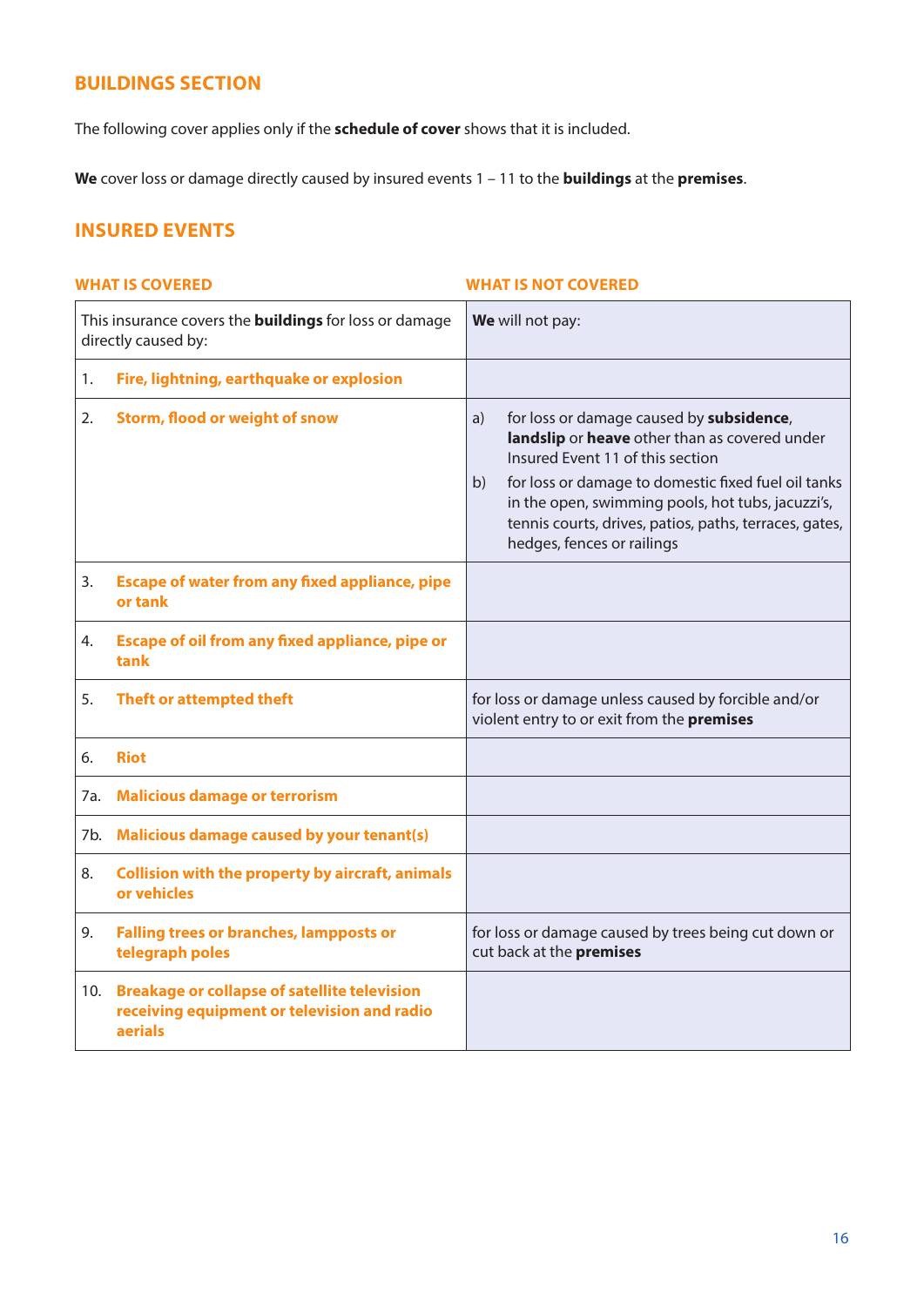## BUILDINGS SECTION

The following cover applies only if the **schedule of cover** shows that it is included.

**We** cover loss or damage directly caused by insured events 1 – 11 to the **buildings** at the **premises**.

## INSURED EVENTS

| WHAT IS COVERED | WHAT IS NOT COVERED |
|---|---|
| This insurance covers the **buildings** for loss or damage directly caused by: | **We** will not pay: |
| 1. **Fire, lightning, earthquake or explosion** | |
| 2. **Storm, flood or weight of snow** | a) for loss or damage caused by **subsidence**, **landslip** or **heave** other than as covered under Insured Event 11 of this section<br>b) for loss or damage to domestic fixed fuel oil tanks in the open, swimming pools, hot tubs, jacuzzi's, tennis courts, drives, patios, paths, terraces, gates, hedges, fences or railings |
| 3. **Escape of water from any fixed appliance, pipe or tank** | |
| 4. **Escape of oil from any fixed appliance, pipe or tank** | |
| 5. **Theft or attempted theft** | for loss or damage unless caused by forcible and/or violent entry to or exit from the **premises** |
| 6. **Riot** | |
| 7a. **Malicious damage or terrorism** | |
| 7b. **Malicious damage caused by your tenant(s)** | |
| 8. **Collision with the property by aircraft, animals or vehicles** | |
| 9. **Falling trees or branches, lampposts or telegraph poles** | for loss or damage caused by trees being cut down or cut back at the **premises** |
| 10. **Breakage or collapse of satellite television receiving equipment or television and radio aerials** | |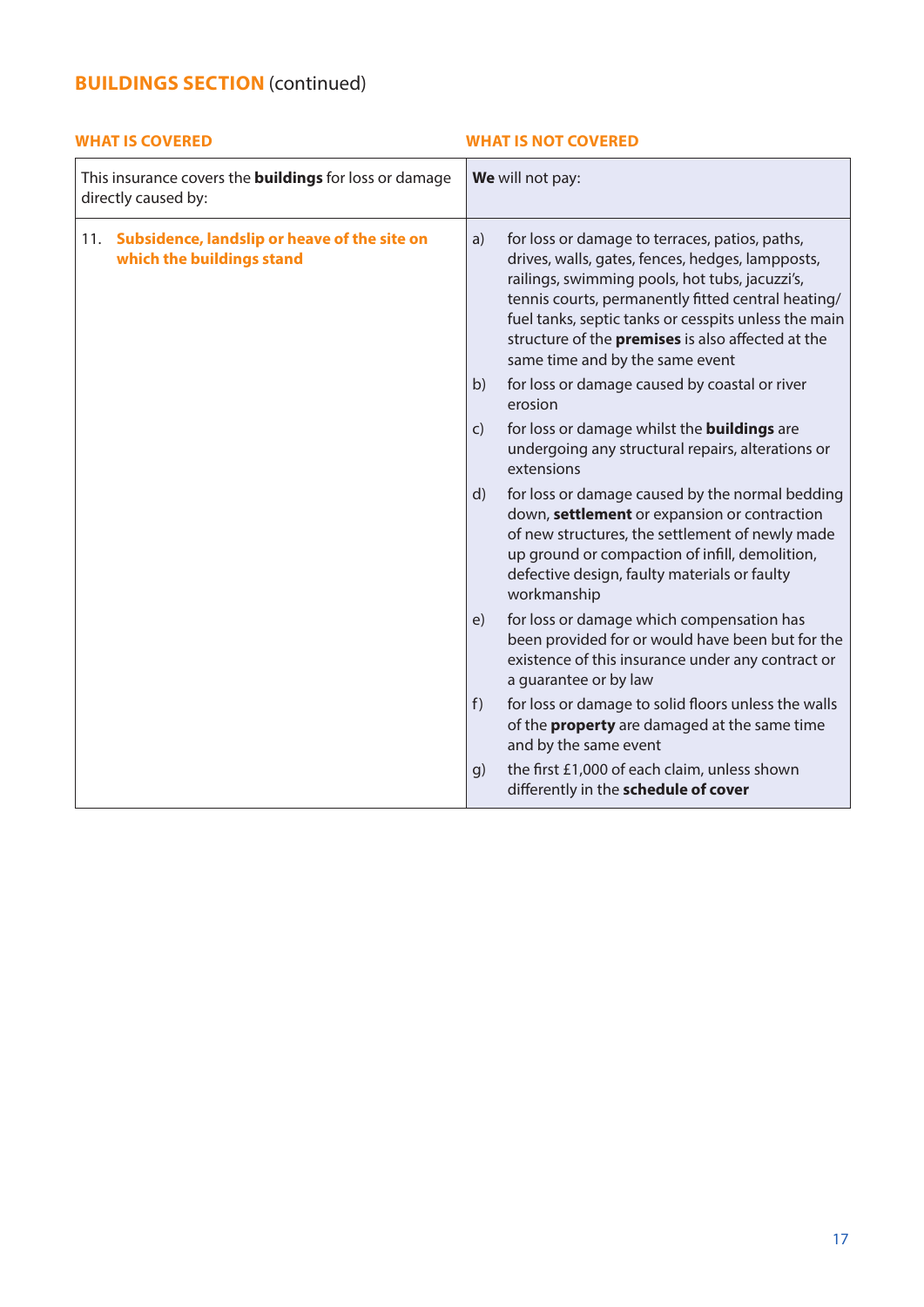## BUILDINGS SECTION (continued)

| WHAT IS COVERED | WHAT IS NOT COVERED |
|---|---|
| This insurance covers the **buildings** for loss or damage directly caused by: | **We** will not pay: |
| 11. **Subsidence, landslip or heave of the site on which the buildings stand** | a) for loss or damage to terraces, patios, paths, drives, walls, gates, fences, hedges, lampposts, railings, swimming pools, hot tubs, jacuzzi's, tennis courts, permanently fitted central heating/fuel tanks, septic tanks or cesspits unless the main structure of the **premises** is also affected at the same time and by the same event<br>b) for loss or damage caused by coastal or river erosion<br>c) for loss or damage whilst the **buildings** are undergoing any structural repairs, alterations or extensions<br>d) for loss or damage caused by the normal bedding down, **settlement** or expansion or contraction of new structures, the settlement of newly made up ground or compaction of infill, demolition, defective design, faulty materials or faulty workmanship<br>e) for loss or damage which compensation has been provided for or would have been but for the existence of this insurance under any contract or a guarantee or by law<br>f) for loss or damage to solid floors unless the walls of the **property** are damaged at the same time and by the same event<br>g) the first £1,000 of each claim, unless shown differently in the **schedule of cover** |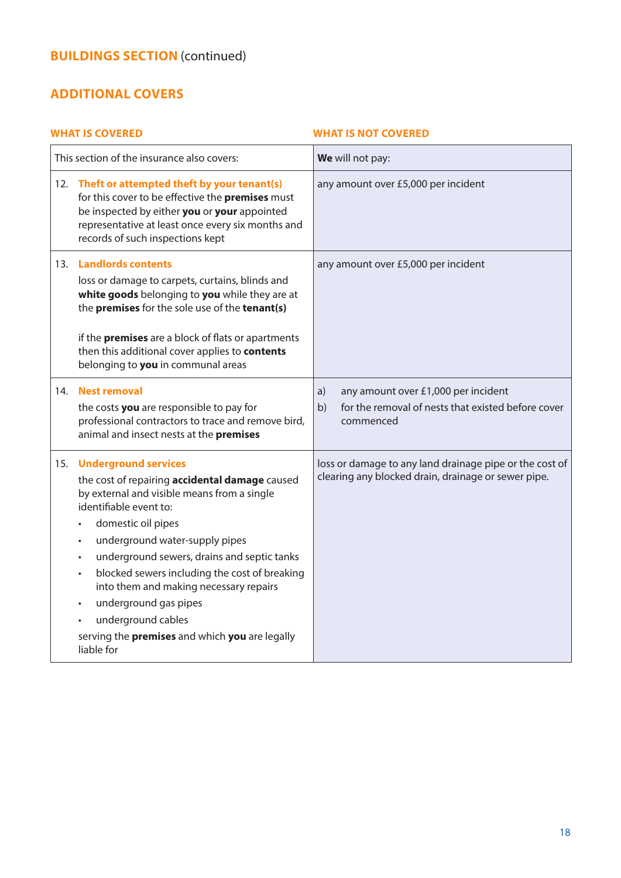## BUILDINGS SECTION (continued)

## ADDITIONAL COVERS

| WHAT IS COVERED | WHAT IS NOT COVERED |
|---|---|
| This section of the insurance also covers: | **We** will not pay: |
| 12. **Theft or attempted theft by your tenant(s)**<br>for this cover to be effective the **premises** must be inspected by either **you** or **your** appointed representative at least once every six months and records of such inspections kept | any amount over £5,000 per incident |
| 13. **Landlords contents**<br>loss or damage to carpets, curtains, blinds and **white goods** belonging to **you** while they are at the **premises** for the sole use of the **tenant(s)**<br><br>if the **premises** are a block of flats or apartments then this additional cover applies to **contents** belonging to **you** in communal areas | any amount over £5,000 per incident |
| 14. **Nest removal**<br>the costs **you** are responsible to pay for professional contractors to trace and remove bird, animal and insect nests at the **premises** | a) any amount over £1,000 per incident<br>b) for the removal of nests that existed before cover commenced |
| 15. **Underground services**<br>the cost of repairing **accidental damage** caused by external and visible means from a single identifiable event to:<br>• domestic oil pipes<br>• underground water-supply pipes<br>• underground sewers, drains and septic tanks<br>• blocked sewers including the cost of breaking into them and making necessary repairs<br>• underground gas pipes<br>• underground cables<br>serving the **premises** and which **you** are legally liable for | loss or damage to any land drainage pipe or the cost of clearing any blocked drain, drainage or sewer pipe. |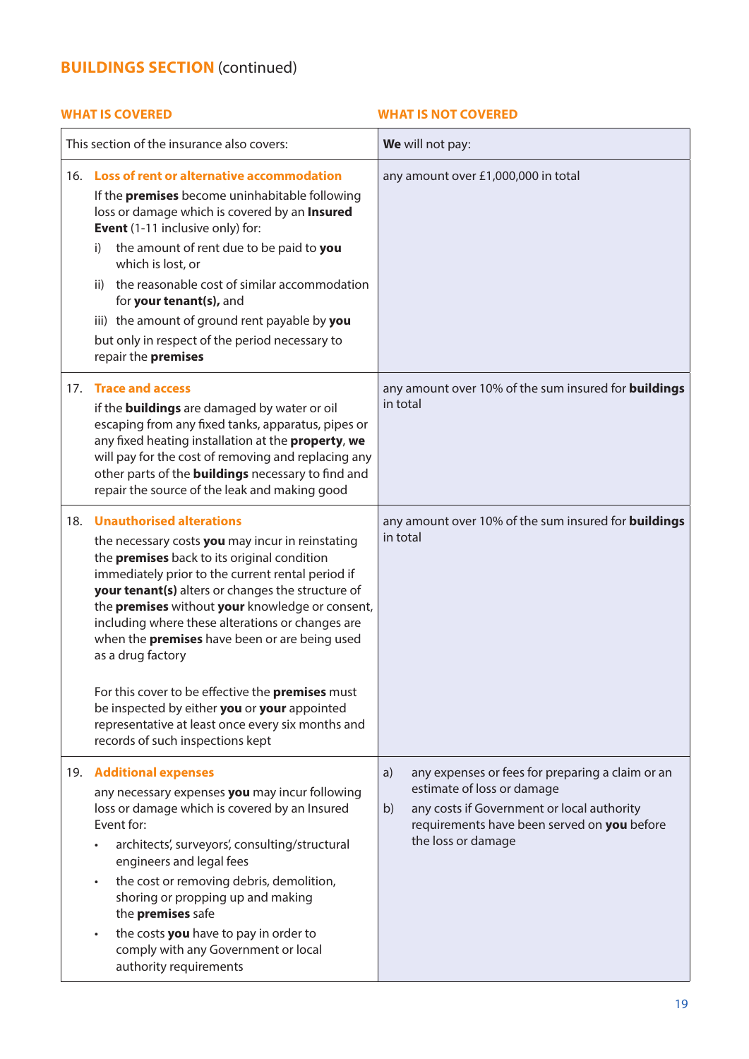## BUILDINGS SECTION (continued)

| WHAT IS COVERED | WHAT IS NOT COVERED |
|---|---|
| This section of the insurance also covers: | **We** will not pay: |
| 16. **Loss of rent or alternative accommodation**<br>If the **premises** become uninhabitable following loss or damage which is covered by an **Insured Event** (1-11 inclusive only) for:<br>i) the amount of rent due to be paid to **you** which is lost, or<br>ii) the reasonable cost of similar accommodation for **your tenant(s),** and<br>iii) the amount of ground rent payable by **you**<br>but only in respect of the period necessary to repair the **premises** | any amount over £1,000,000 in total |
| 17. **Trace and access**<br>if the **buildings** are damaged by water or oil escaping from any fixed tanks, apparatus, pipes or any fixed heating installation at the **property**, **we** will pay for the cost of removing and replacing any other parts of the **buildings** necessary to find and repair the source of the leak and making good | any amount over 10% of the sum insured for **buildings** in total |
| 18. **Unauthorised alterations**<br>the necessary costs **you** may incur in reinstating the **premises** back to its original condition immediately prior to the current rental period if **your tenant(s)** alters or changes the structure of the **premises** without **your** knowledge or consent, including where these alterations or changes are when the **premises** have been or are being used as a drug factory<br><br>For this cover to be effective the **premises** must be inspected by either **you** or **your** appointed representative at least once every six months and records of such inspections kept | any amount over 10% of the sum insured for **buildings** in total |
| 19. **Additional expenses**<br>any necessary expenses **you** may incur following loss or damage which is covered by an Insured Event for:<br>• architects', surveyors', consulting/structural engineers and legal fees<br>• the cost or removing debris, demolition, shoring or propping up and making the **premises** safe<br>• the costs **you** have to pay in order to comply with any Government or local authority requirements | a) any expenses or fees for preparing a claim or an estimate of loss or damage<br>b) any costs if Government or local authority requirements have been served on **you** before the loss or damage |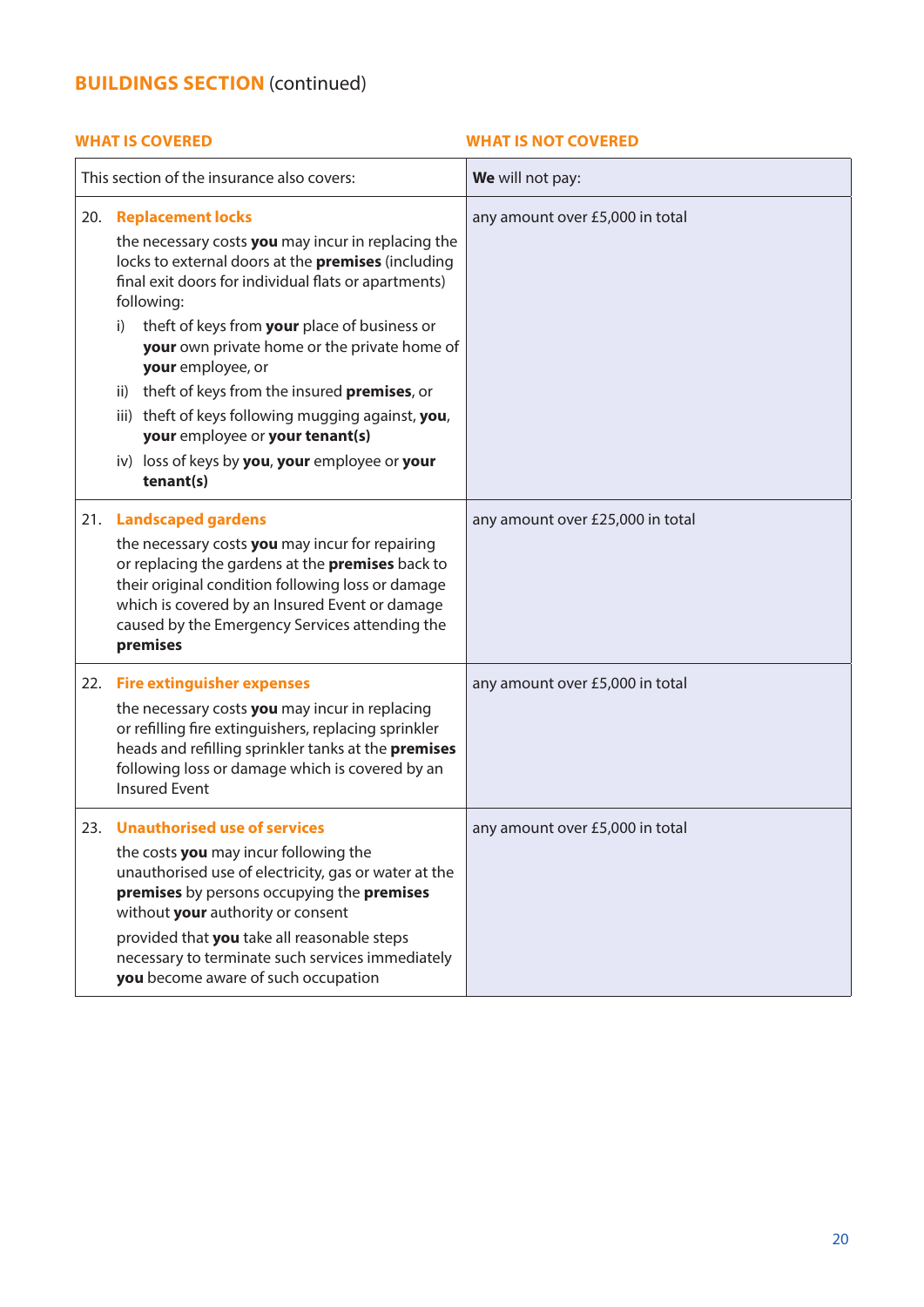## BUILDINGS SECTION (continued)

| WHAT IS COVERED | WHAT IS NOT COVERED |
|---|---|
| This section of the insurance also covers: | **We** will not pay: |
| 20. **Replacement locks**<br>the necessary costs **you** may incur in replacing the locks to external doors at the **premises** (including final exit doors for individual flats or apartments) following:<br>i) theft of keys from **your** place of business or **your** own private home or the private home of **your** employee, or<br>ii) theft of keys from the insured **premises**, or<br>iii) theft of keys following mugging against, **you**, **your** employee or **your tenant(s)**<br>iv) loss of keys by **you**, **your** employee or **your tenant(s)** | any amount over £5,000 in total |
| 21. **Landscaped gardens**<br>the necessary costs **you** may incur for repairing or replacing the gardens at the **premises** back to their original condition following loss or damage which is covered by an Insured Event or damage caused by the Emergency Services attending the **premises** | any amount over £25,000 in total |
| 22. **Fire extinguisher expenses**<br>the necessary costs **you** may incur in replacing or refilling fire extinguishers, replacing sprinkler heads and refilling sprinkler tanks at the **premises** following loss or damage which is covered by an Insured Event | any amount over £5,000 in total |
| 23. **Unauthorised use of services**<br>the costs **you** may incur following the unauthorised use of electricity, gas or water at the **premises** by persons occupying the **premises** without **your** authority or consent<br>provided that **you** take all reasonable steps necessary to terminate such services immediately **you** become aware of such occupation | any amount over £5,000 in total |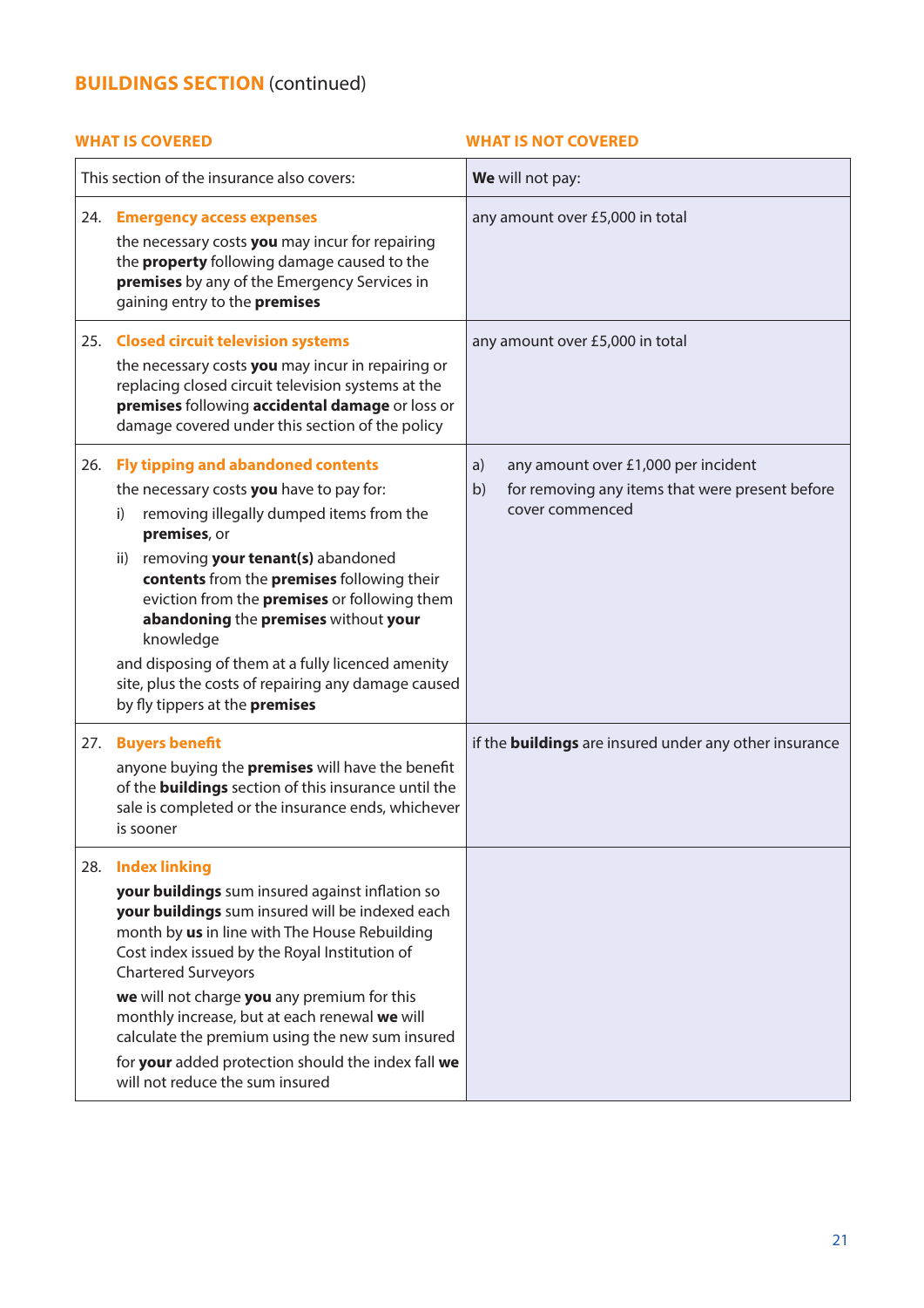## BUILDINGS SECTION (continued)

| WHAT IS COVERED | WHAT IS NOT COVERED |
|---|---|
| This section of the insurance also covers: | **We** will not pay: |
| 24. **Emergency access expenses**<br>the necessary costs **you** may incur for repairing the **property** following damage caused to the **premises** by any of the Emergency Services in gaining entry to the **premises** | any amount over £5,000 in total |
| 25. **Closed circuit television systems**<br>the necessary costs **you** may incur in repairing or replacing closed circuit television systems at the **premises** following **accidental damage** or loss or damage covered under this section of the policy | any amount over £5,000 in total |
| 26. **Fly tipping and abandoned contents**<br>the necessary costs **you** have to pay for:<br>i) removing illegally dumped items from the **premises**, or<br>ii) removing **your tenant(s)** abandoned **contents** from the **premises** following their eviction from the **premises** or following them **abandoning** the **premises** without **your** knowledge<br>and disposing of them at a fully licenced amenity site, plus the costs of repairing any damage caused by fly tippers at the **premises** | a) any amount over £1,000 per incident<br>b) for removing any items that were present before cover commenced |
| 27. **Buyers benefit**<br>anyone buying the **premises** will have the benefit of the **buildings** section of this insurance until the sale is completed or the insurance ends, whichever is sooner | if the **buildings** are insured under any other insurance |
| 28. **Index linking**<br>**your buildings** sum insured against inflation so **your buildings** sum insured will be indexed each month by **us** in line with The House Rebuilding Cost index issued by the Royal Institution of Chartered Surveyors<br>**we** will not charge **you** any premium for this monthly increase, but at each renewal **we** will calculate the premium using the new sum insured<br>for **your** added protection should the index fall **we** will not reduce the sum insured | |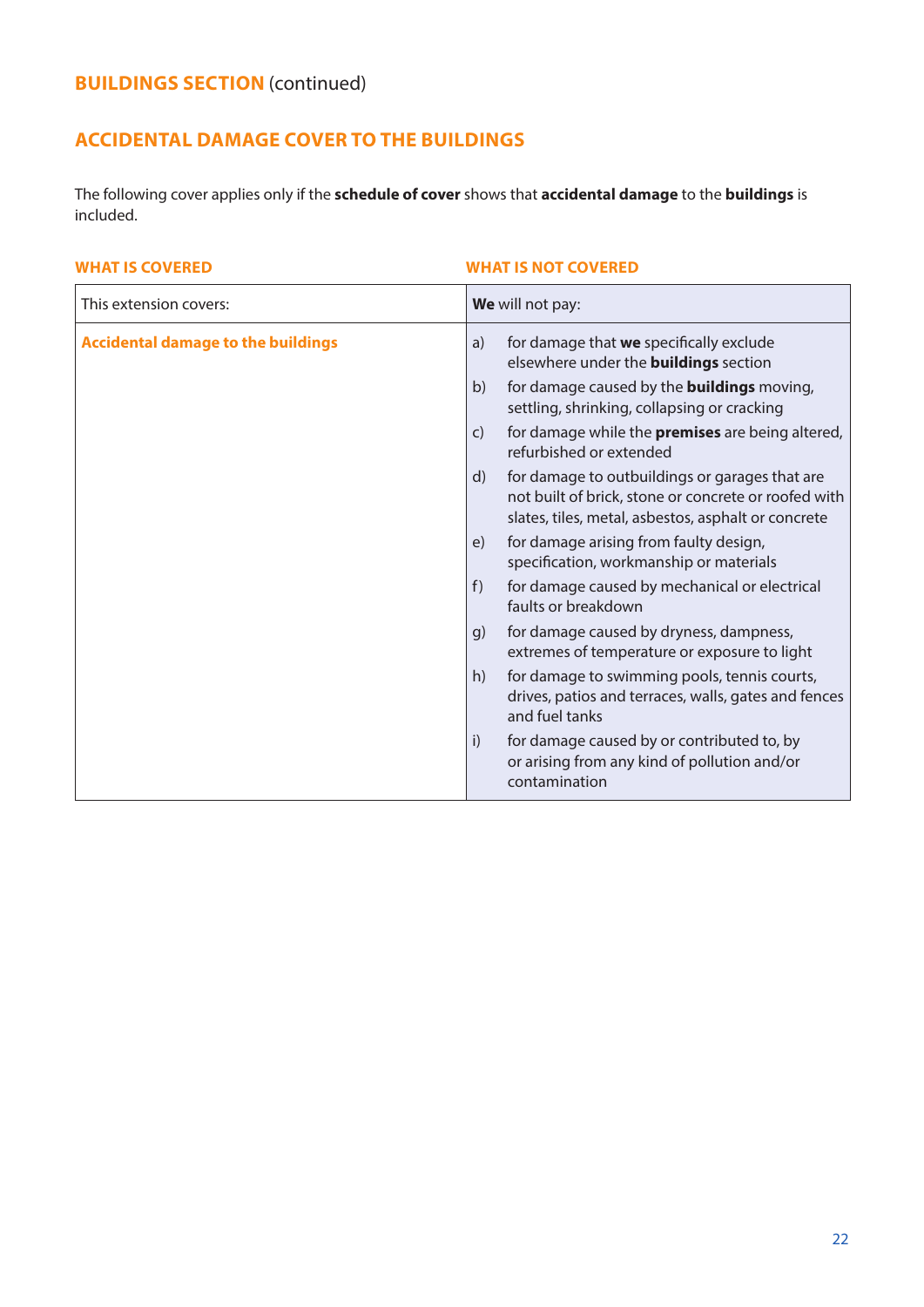## BUILDINGS SECTION (continued)

## ACCIDENTAL DAMAGE COVER TO THE BUILDINGS

The following cover applies only if the **schedule of cover** shows that **accidental damage** to the **buildings** is included.

| WHAT IS COVERED | WHAT IS NOT COVERED |
|---|---|
| This extension covers: | **We** will not pay: |
| **Accidental damage to the buildings** | a) for damage that **we** specifically exclude elsewhere under the **buildings** section<br>b) for damage caused by the **buildings** moving, settling, shrinking, collapsing or cracking<br>c) for damage while the **premises** are being altered, refurbished or extended<br>d) for damage to outbuildings or garages that are not built of brick, stone or concrete or roofed with slates, tiles, metal, asbestos, asphalt or concrete<br>e) for damage arising from faulty design, specification, workmanship or materials<br>f) for damage caused by mechanical or electrical faults or breakdown<br>g) for damage caused by dryness, dampness, extremes of temperature or exposure to light<br>h) for damage to swimming pools, tennis courts, drives, patios and terraces, walls, gates and fences and fuel tanks<br>i) for damage caused by or contributed to, by or arising from any kind of pollution and/or contamination |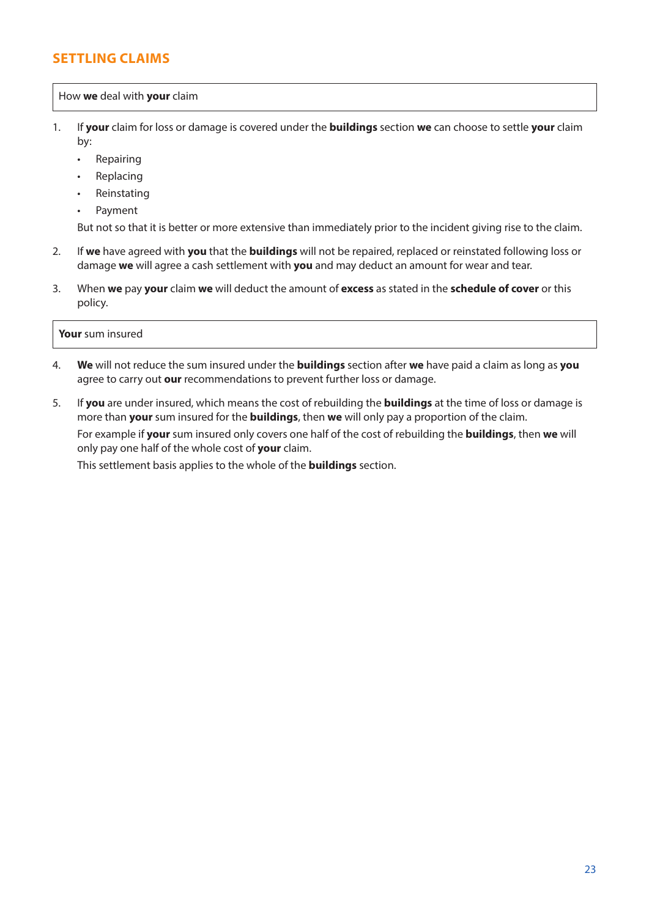## SETTLING CLAIMS

How **we** deal with **your** claim

1. If **your** claim for loss or damage is covered under the **buildings** section **we** can choose to settle **your** claim by:
   - Repairing
   - Replacing
   - Reinstating
   - Payment

   But not so that it is better or more extensive than immediately prior to the incident giving rise to the claim.

2. If **we** have agreed with **you** that the **buildings** will not be repaired, replaced or reinstated following loss or damage **we** will agree a cash settlement with **you** and may deduct an amount for wear and tear.

3. When **we** pay **your** claim **we** will deduct the amount of **excess** as stated in the **schedule of cover** or this policy.

**Your** sum insured

4. **We** will not reduce the sum insured under the **buildings** section after **we** have paid a claim as long as **you** agree to carry out **our** recommendations to prevent further loss or damage.

5. If **you** are under insured, which means the cost of rebuilding the **buildings** at the time of loss or damage is more than **your** sum insured for the **buildings**, then **we** will only pay a proportion of the claim.

   For example if **your** sum insured only covers one half of the cost of rebuilding the **buildings**, then **we** will only pay one half of the whole cost of **your** claim.

   This settlement basis applies to the whole of the **buildings** section.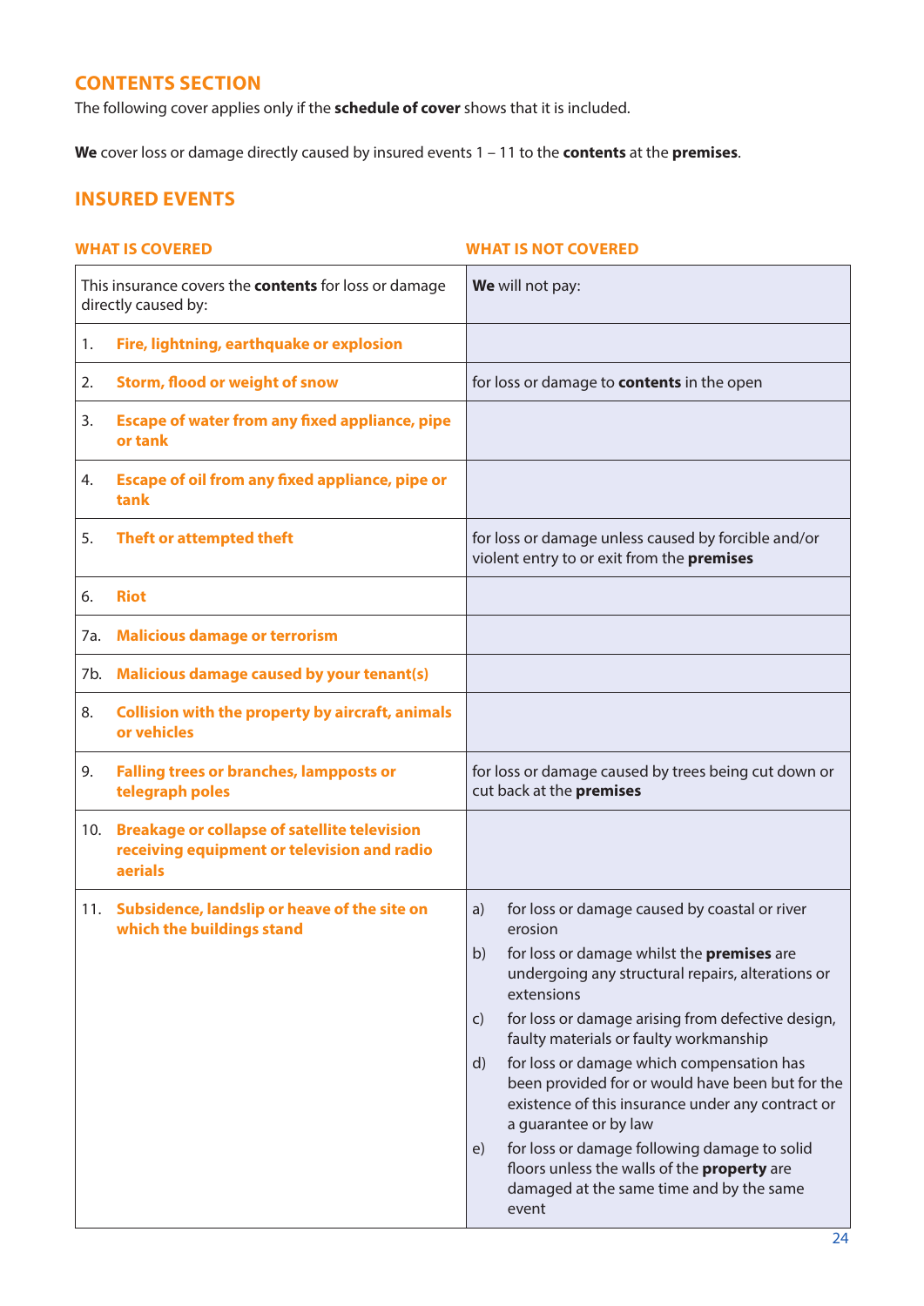## CONTENTS SECTION

The following cover applies only if the **schedule of cover** shows that it is included.

**We** cover loss or damage directly caused by insured events 1 – 11 to the **contents** at the **premises**.

## INSURED EVENTS

| WHAT IS COVERED | WHAT IS NOT COVERED |
|---|---|
| This insurance covers the **contents** for loss or damage directly caused by: | **We** will not pay: |
| 1. **Fire, lightning, earthquake or explosion** | |
| 2. **Storm, flood or weight of snow** | for loss or damage to **contents** in the open |
| 3. **Escape of water from any fixed appliance, pipe or tank** | |
| 4. **Escape of oil from any fixed appliance, pipe or tank** | |
| 5. **Theft or attempted theft** | for loss or damage unless caused by forcible and/or violent entry to or exit from the **premises** |
| 6. **Riot** | |
| 7a. **Malicious damage or terrorism** | |
| 7b. **Malicious damage caused by your tenant(s)** | |
| 8. **Collision with the property by aircraft, animals or vehicles** | |
| 9. **Falling trees or branches, lampposts or telegraph poles** | for loss or damage caused by trees being cut down or cut back at the **premises** |
| 10. **Breakage or collapse of satellite television receiving equipment or television and radio aerials** | |
| 11. **Subsidence, landslip or heave of the site on which the buildings stand** | a) for loss or damage caused by coastal or river erosion<br>b) for loss or damage whilst the **premises** are undergoing any structural repairs, alterations or extensions<br>c) for loss or damage arising from defective design, faulty materials or faulty workmanship<br>d) for loss or damage which compensation has been provided for or would have been but for the existence of this insurance under any contract or a guarantee or by law<br>e) for loss or damage following damage to solid floors unless the walls of the **property** are damaged at the same time and by the same event |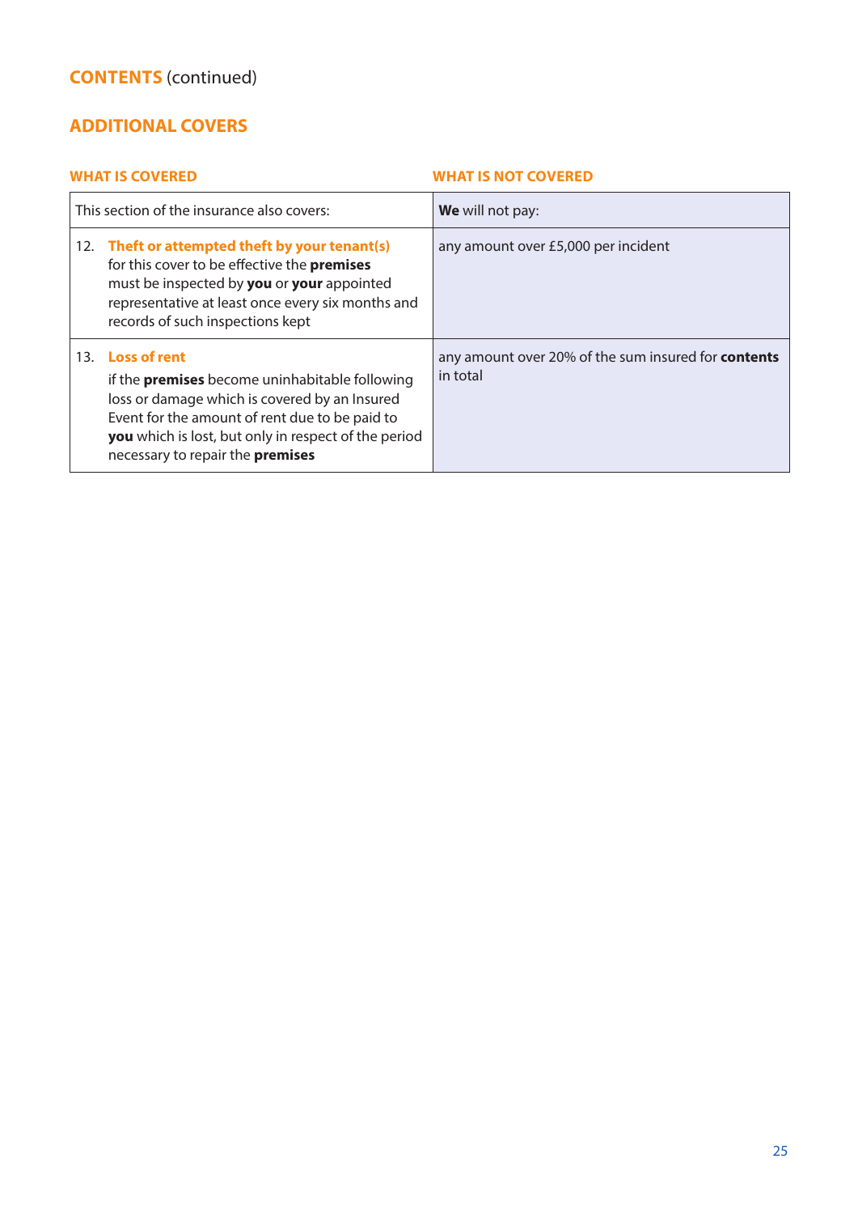## CONTENTS (continued)

## ADDITIONAL COVERS

| WHAT IS COVERED | WHAT IS NOT COVERED |
|---|---|
| This section of the insurance also covers: | **We** will not pay: |
| 12. **Theft or attempted theft by your tenant(s)** for this cover to be effective the **premises** must be inspected by **you** or **your** appointed representative at least once every six months and records of such inspections kept | any amount over £5,000 per incident |
| 13. **Loss of rent** if the **premises** become uninhabitable following loss or damage which is covered by an Insured Event for the amount of rent due to be paid to **you** which is lost, but only in respect of the period necessary to repair the **premises** | any amount over 20% of the sum insured for **contents** in total |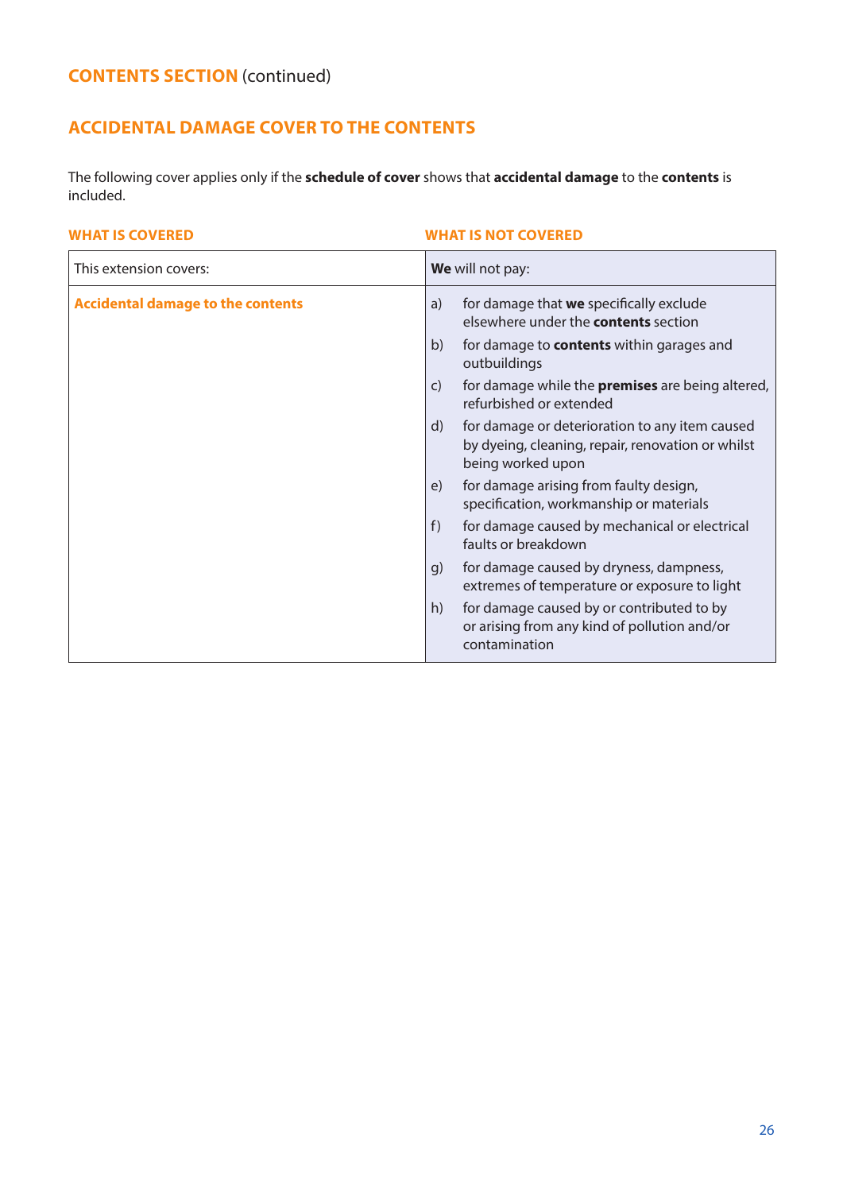## CONTENTS SECTION (continued)

## ACCIDENTAL DAMAGE COVER TO THE CONTENTS

The following cover applies only if the **schedule of cover** shows that **accidental damage** to the **contents** is included.

| WHAT IS COVERED | WHAT IS NOT COVERED |
|---|---|
| This extension covers: | **We** will not pay: |
| **Accidental damage to the contents** | a) for damage that **we** specifically exclude elsewhere under the **contents** section<br>b) for damage to **contents** within garages and outbuildings<br>c) for damage while the **premises** are being altered, refurbished or extended<br>d) for damage or deterioration to any item caused by dyeing, cleaning, repair, renovation or whilst being worked upon<br>e) for damage arising from faulty design, specification, workmanship or materials<br>f) for damage caused by mechanical or electrical faults or breakdown<br>g) for damage caused by dryness, dampness, extremes of temperature or exposure to light<br>h) for damage caused by or contributed to by or arising from any kind of pollution and/or contamination |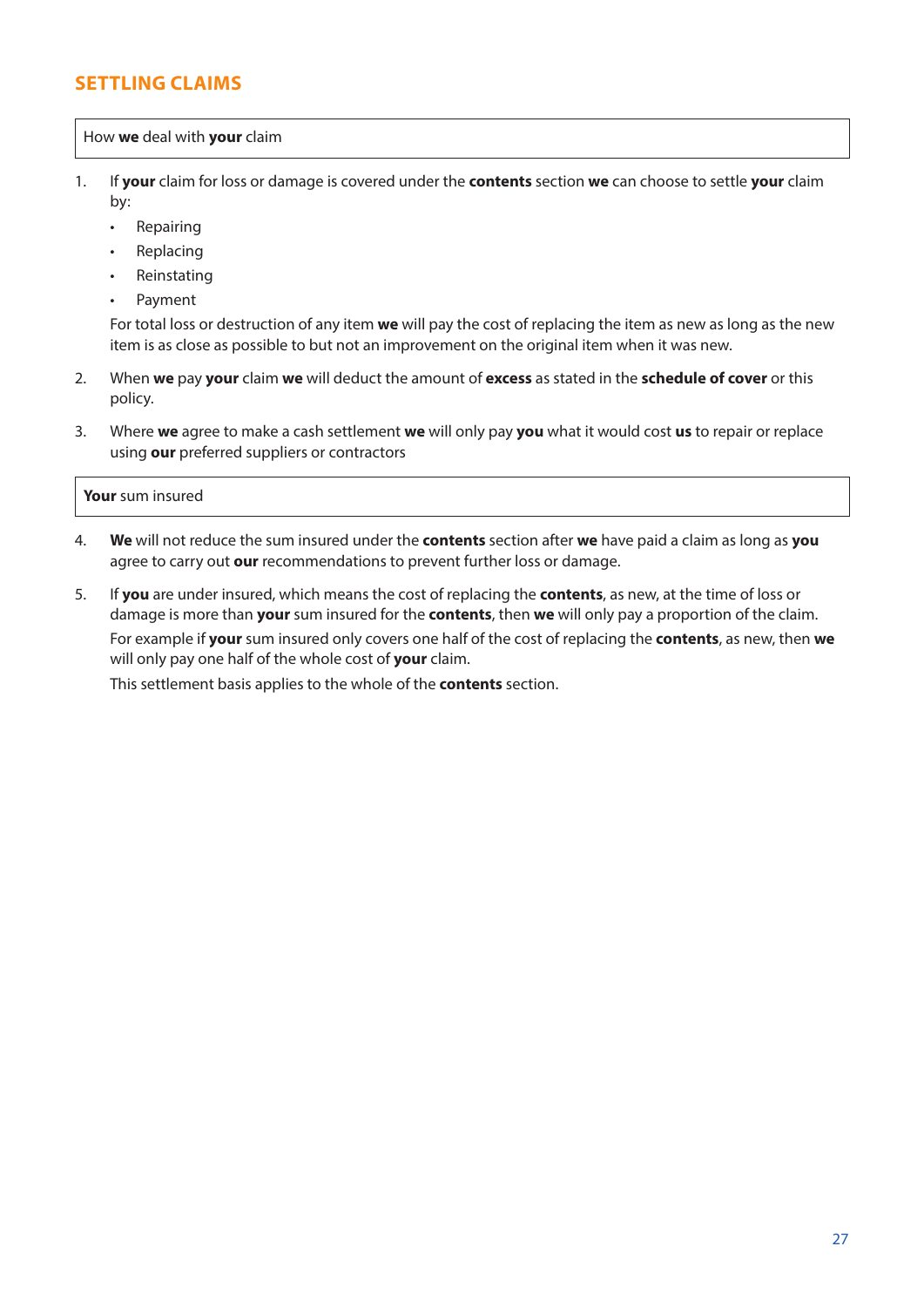## SETTLING CLAIMS

How **we** deal with **your** claim

1. If **your** claim for loss or damage is covered under the **contents** section **we** can choose to settle **your** claim by:
   - Repairing
   - Replacing
   - Reinstating
   - Payment

   For total loss or destruction of any item **we** will pay the cost of replacing the item as new as long as the new item is as close as possible to but not an improvement on the original item when it was new.

2. When **we** pay **your** claim **we** will deduct the amount of **excess** as stated in the **schedule of cover** or this policy.

3. Where **we** agree to make a cash settlement **we** will only pay **you** what it would cost **us** to repair or replace using **our** preferred suppliers or contractors

**Your** sum insured

4. **We** will not reduce the sum insured under the **contents** section after **we** have paid a claim as long as **you** agree to carry out **our** recommendations to prevent further loss or damage.

5. If **you** are under insured, which means the cost of replacing the **contents**, as new, at the time of loss or damage is more than **your** sum insured for the **contents**, then **we** will only pay a proportion of the claim.

   For example if **your** sum insured only covers one half of the cost of replacing the **contents**, as new, then **we** will only pay one half of the whole cost of **your** claim.

   This settlement basis applies to the whole of the **contents** section.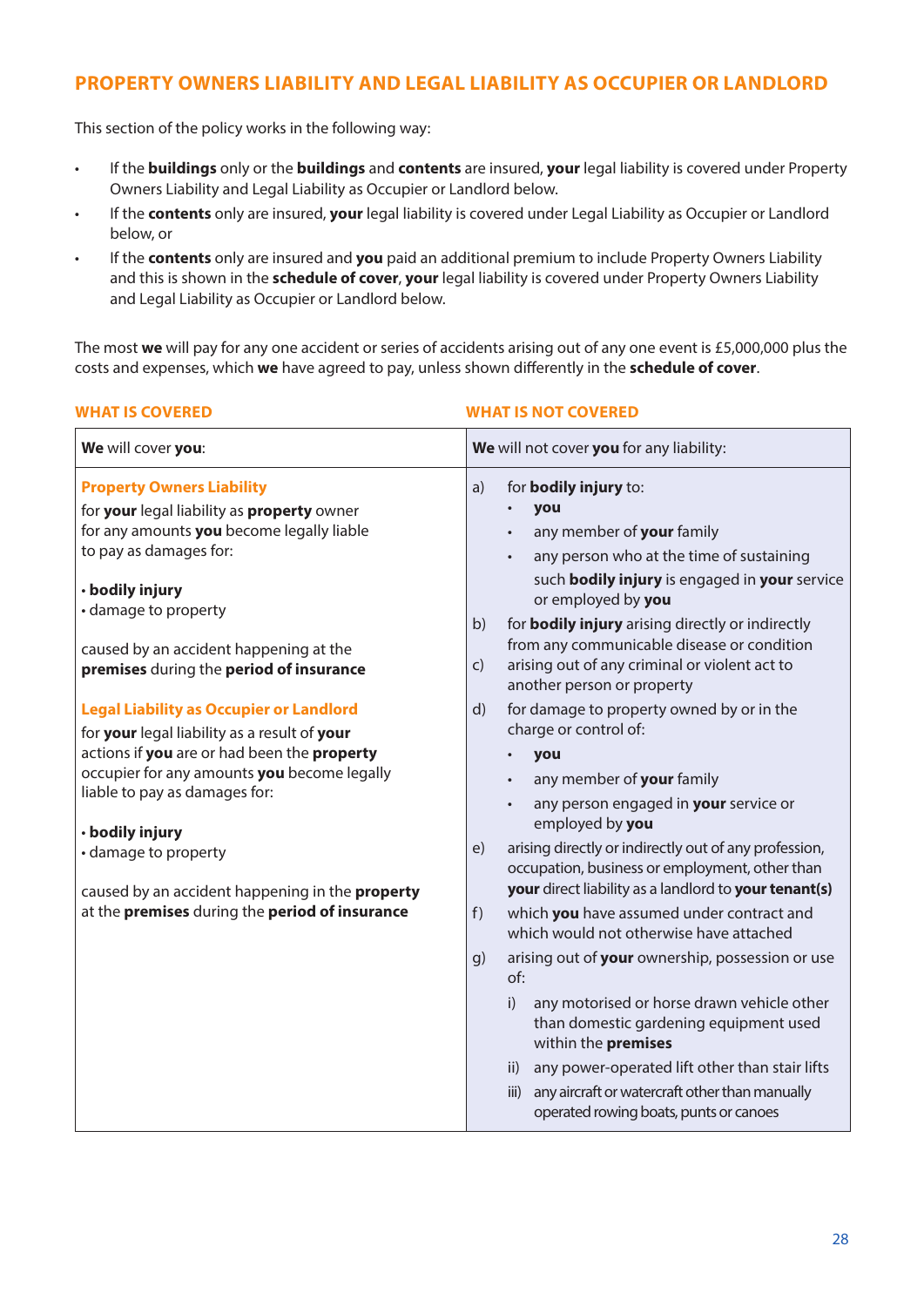## PROPERTY OWNERS LIABILITY AND LEGAL LIABILITY AS OCCUPIER OR LANDLORD

This section of the policy works in the following way:

- If the **buildings** only or the **buildings** and **contents** are insured, **your** legal liability is covered under Property Owners Liability and Legal Liability as Occupier or Landlord below.
- If the **contents** only are insured, **your** legal liability is covered under Legal Liability as Occupier or Landlord below, or
- If the **contents** only are insured and **you** paid an additional premium to include Property Owners Liability and this is shown in the **schedule of cover**, **your** legal liability is covered under Property Owners Liability and Legal Liability as Occupier or Landlord below.

The most **we** will pay for any one accident or series of accidents arising out of any one event is £5,000,000 plus the costs and expenses, which **we** have agreed to pay, unless shown differently in the **schedule of cover**.

| WHAT IS COVERED | WHAT IS NOT COVERED |
|---|---|
| **We** will cover **you**: | **We** will not cover **you** for any liability: |
| **Property Owners Liability**<br>for **your** legal liability as **property** owner for any amounts **you** become legally liable to pay as damages for:<br><br>• **bodily injury**<br>• damage to property<br><br>caused by an accident happening at the **premises** during the **period of insurance**<br><br>**Legal Liability as Occupier or Landlord**<br>for **your** legal liability as a result of **your** actions if **you** are or had been the **property** occupier for any amounts **you** become legally liable to pay as damages for:<br><br>• **bodily injury**<br>• damage to property<br><br>caused by an accident happening in the **property** at the **premises** during the **period of insurance** | a) for **bodily injury** to:<br>• **you**<br>• any member of **your** family<br>• any person who at the time of sustaining such **bodily injury** is engaged in **your** service or employed by **you**<br>b) for **bodily injury** arising directly or indirectly from any communicable disease or condition<br>c) arising out of any criminal or violent act to another person or property<br>d) for damage to property owned by or in the charge or control of:<br>• **you**<br>• any member of **your** family<br>• any person engaged in **your** service or employed by **you**<br>e) arising directly or indirectly out of any profession, occupation, business or employment, other than **your** direct liability as a landlord to **your tenant(s)**<br>f) which **you** have assumed under contract and which would not otherwise have attached<br>g) arising out of **your** ownership, possession or use of:<br>i) any motorised or horse drawn vehicle other than domestic gardening equipment used within the **premises**<br>ii) any power-operated lift other than stair lifts<br>iii) any aircraft or watercraft other than manually operated rowing boats, punts or canoes |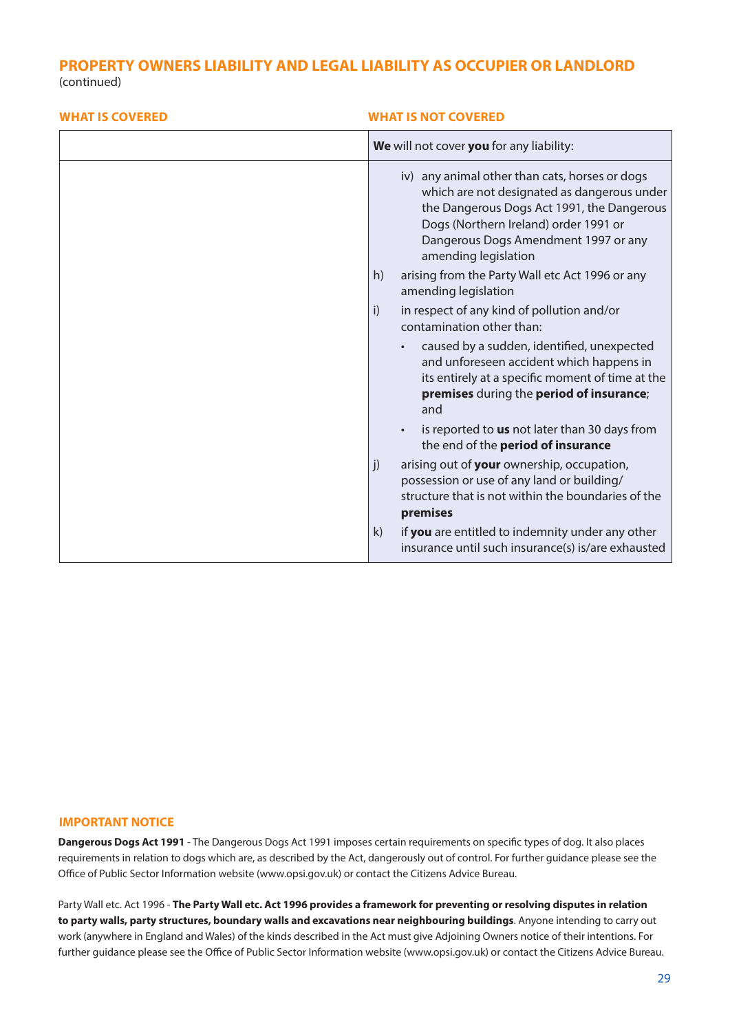## PROPERTY OWNERS LIABILITY AND LEGAL LIABILITY AS OCCUPIER OR LANDLORD

(continued)

| WHAT IS COVERED | WHAT IS NOT COVERED |
|---|---|
| | **We** will not cover **you** for any liability: |
| | iv) any animal other than cats, horses or dogs which are not designated as dangerous under the Dangerous Dogs Act 1991, the Dangerous Dogs (Northern Ireland) order 1991 or Dangerous Dogs Amendment 1997 or any amending legislation<br>h) arising from the Party Wall etc Act 1996 or any amending legislation<br>i) in respect of any kind of pollution and/or contamination other than:<br>• caused by a sudden, identified, unexpected and unforeseen accident which happens in its entirely at a specific moment of time at the **premises** during the **period of insurance**; and<br>• is reported to **us** not later than 30 days from the end of the **period of insurance**<br>j) arising out of **your** ownership, occupation, possession or use of any land or building/structure that is not within the boundaries of the **premises**<br>k) if **you** are entitled to indemnity under any other insurance until such insurance(s) is/are exhausted |

### IMPORTANT NOTICE

**Dangerous Dogs Act 1991** - The Dangerous Dogs Act 1991 imposes certain requirements on specific types of dog. It also places requirements in relation to dogs which are, as described by the Act, dangerously out of control. For further guidance please see the Office of Public Sector Information website (www.opsi.gov.uk) or contact the Citizens Advice Bureau.

Party Wall etc. Act 1996 - **The Party Wall etc. Act 1996 provides a framework for preventing or resolving disputes in relation to party walls, party structures, boundary walls and excavations near neighbouring buildings**. Anyone intending to carry out work (anywhere in England and Wales) of the kinds described in the Act must give Adjoining Owners notice of their intentions. For further guidance please see the Office of Public Sector Information website (www.opsi.gov.uk) or contact the Citizens Advice Bureau.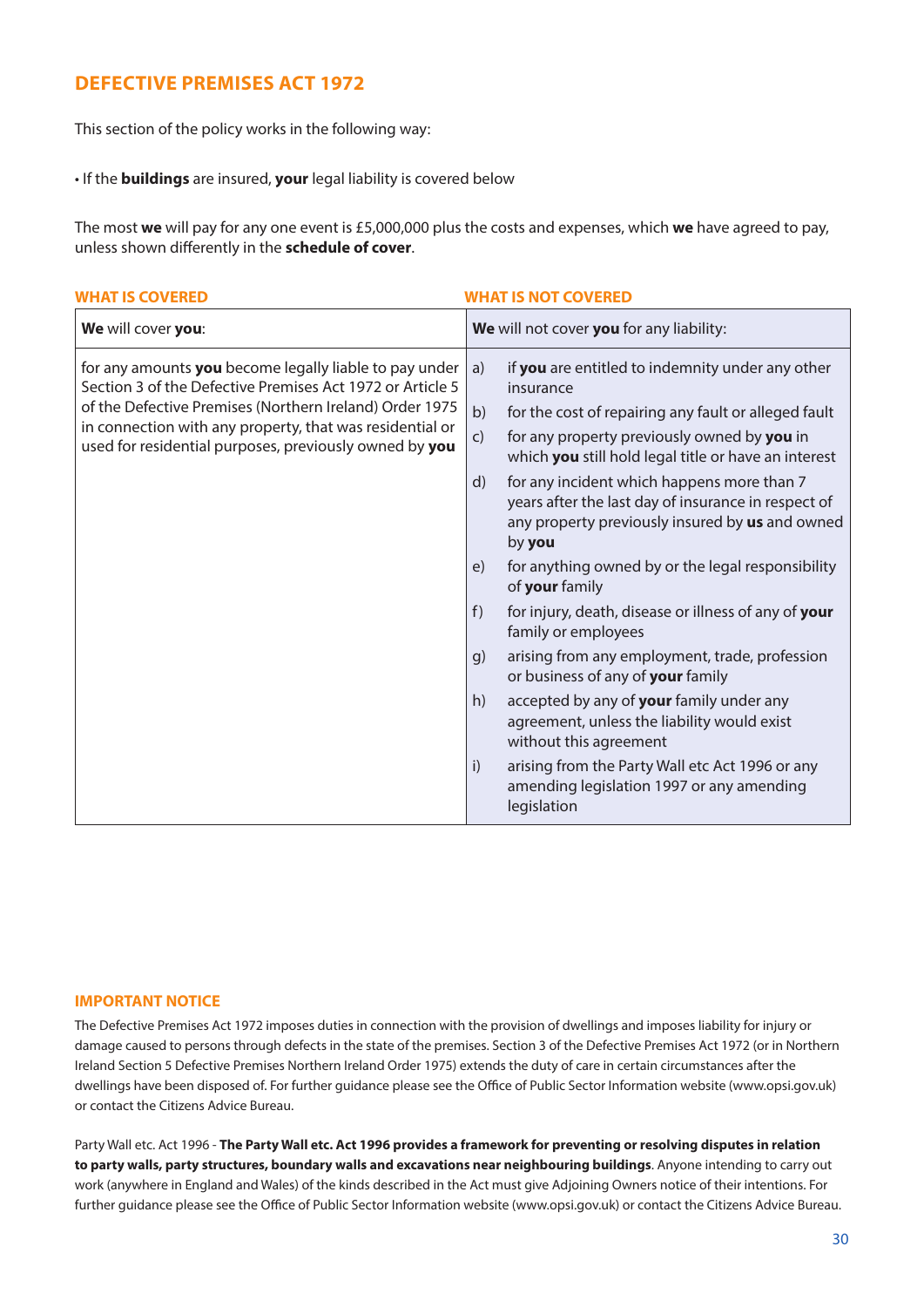## DEFECTIVE PREMISES ACT 1972

This section of the policy works in the following way:

• If the **buildings** are insured, **your** legal liability is covered below

The most **we** will pay for any one event is £5,000,000 plus the costs and expenses, which **we** have agreed to pay, unless shown differently in the **schedule of cover**.

| WHAT IS COVERED | WHAT IS NOT COVERED |
|---|---|
| **We** will cover **you**: | **We** will not cover **you** for any liability: |
| for any amounts **you** become legally liable to pay under Section 3 of the Defective Premises Act 1972 or Article 5 of the Defective Premises (Northern Ireland) Order 1975 in connection with any property, that was residential or used for residential purposes, previously owned by **you** | a) if **you** are entitled to indemnity under any other insurance<br>b) for the cost of repairing any fault or alleged fault<br>c) for any property previously owned by **you** in which **you** still hold legal title or have an interest<br>d) for any incident which happens more than 7 years after the last day of insurance in respect of any property previously insured by **us** and owned by **you**<br>e) for anything owned by or the legal responsibility of **your** family<br>f) for injury, death, disease or illness of any of **your** family or employees<br>g) arising from any employment, trade, profession or business of any of **your** family<br>h) accepted by any of **your** family under any agreement, unless the liability would exist without this agreement<br>i) arising from the Party Wall etc Act 1996 or any amending legislation 1997 or any amending legislation |

### IMPORTANT NOTICE

The Defective Premises Act 1972 imposes duties in connection with the provision of dwellings and imposes liability for injury or damage caused to persons through defects in the state of the premises. Section 3 of the Defective Premises Act 1972 (or in Northern Ireland Section 5 Defective Premises Northern Ireland Order 1975) extends the duty of care in certain circumstances after the dwellings have been disposed of. For further guidance please see the Office of Public Sector Information website (www.opsi.gov.uk) or contact the Citizens Advice Bureau.

Party Wall etc. Act 1996 - **The Party Wall etc. Act 1996 provides a framework for preventing or resolving disputes in relation to party walls, party structures, boundary walls and excavations near neighbouring buildings**. Anyone intending to carry out work (anywhere in England and Wales) of the kinds described in the Act must give Adjoining Owners notice of their intentions. For further guidance please see the Office of Public Sector Information website (www.opsi.gov.uk) or contact the Citizens Advice Bureau.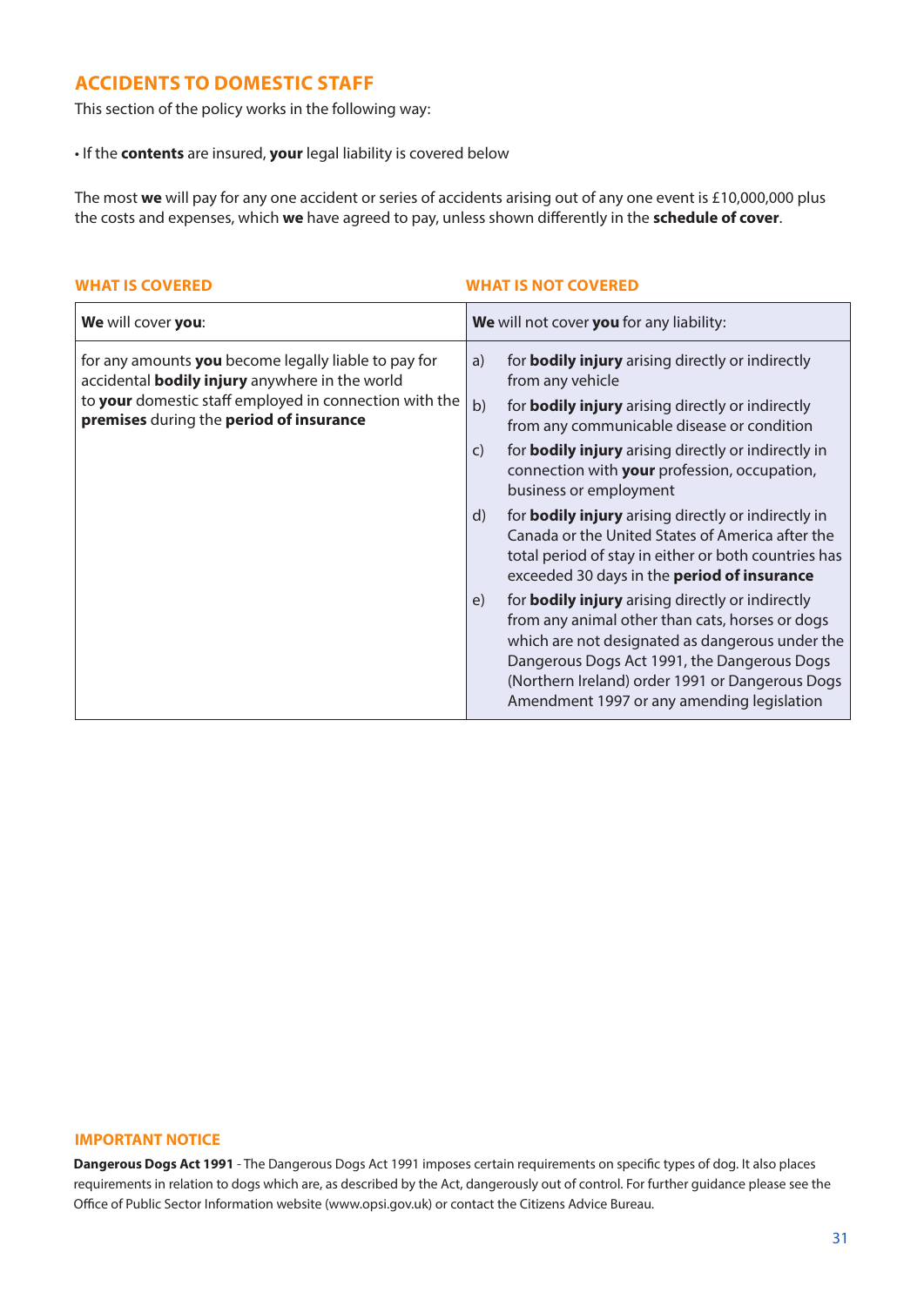## ACCIDENTS TO DOMESTIC STAFF

This section of the policy works in the following way:

- If the **contents** are insured, **your** legal liability is covered below

The most **we** will pay for any one accident or series of accidents arising out of any one event is £10,000,000 plus the costs and expenses, which **we** have agreed to pay, unless shown differently in the **schedule of cover**.

| WHAT IS COVERED | WHAT IS NOT COVERED |
|---|---|
| **We** will cover **you**: | **We** will not cover **you** for any liability: |
| for any amounts **you** become legally liable to pay for accidental **bodily injury** anywhere in the world to **your** domestic staff employed in connection with the **premises** during the **period of insurance** | a) for **bodily injury** arising directly or indirectly from any vehicle<br>b) for **bodily injury** arising directly or indirectly from any communicable disease or condition<br>c) for **bodily injury** arising directly or indirectly in connection with **your** profession, occupation, business or employment<br>d) for **bodily injury** arising directly or indirectly in Canada or the United States of America after the total period of stay in either or both countries has exceeded 30 days in the **period of insurance**<br>e) for **bodily injury** arising directly or indirectly from any animal other than cats, horses or dogs which are not designated as dangerous under the Dangerous Dogs Act 1991, the Dangerous Dogs (Northern Ireland) order 1991 or Dangerous Dogs Amendment 1997 or any amending legislation |

### IMPORTANT NOTICE

**Dangerous Dogs Act 1991** - The Dangerous Dogs Act 1991 imposes certain requirements on specific types of dog. It also places requirements in relation to dogs which are, as described by the Act, dangerously out of control. For further guidance please see the Office of Public Sector Information website (www.opsi.gov.uk) or contact the Citizens Advice Bureau.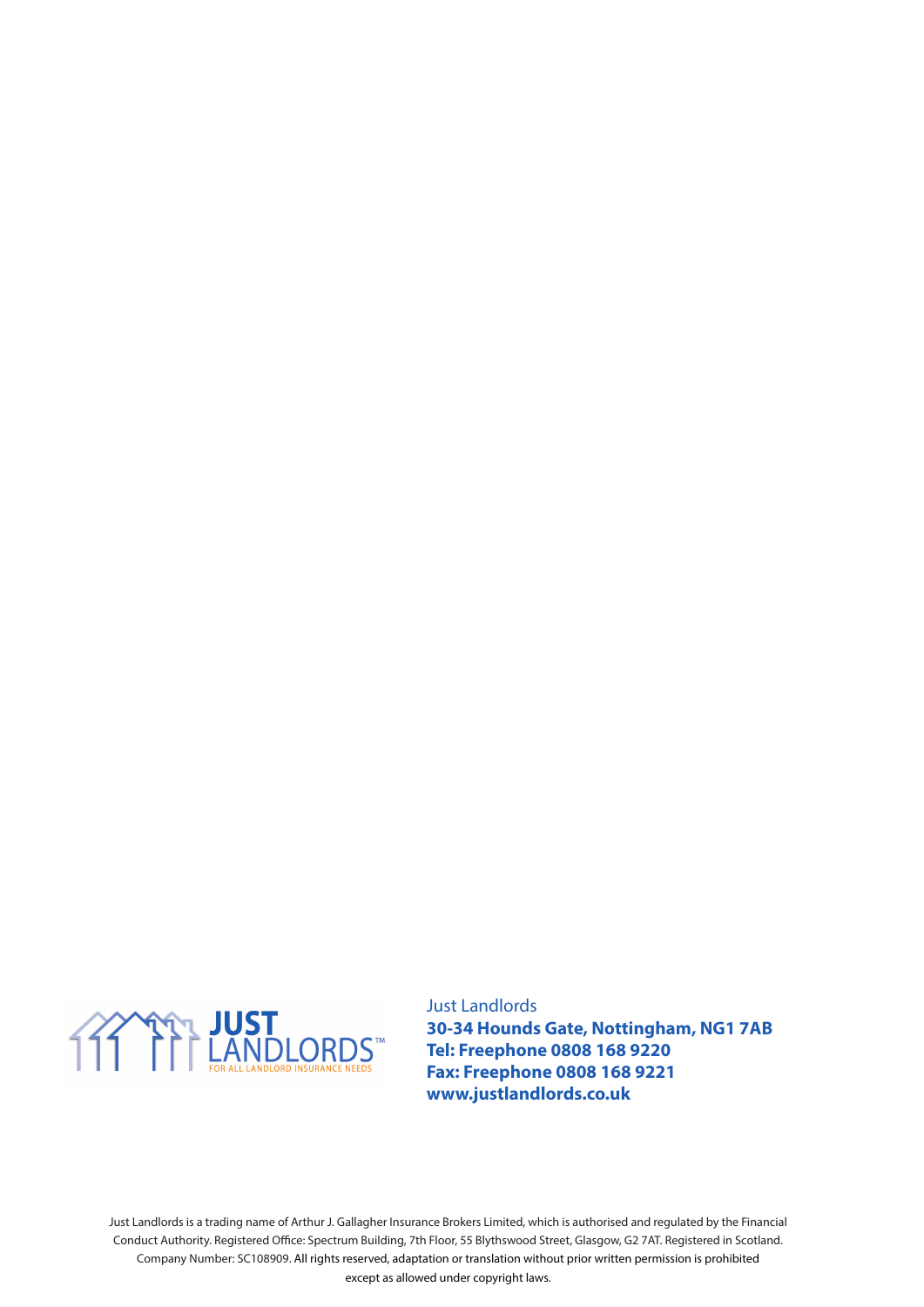JUST LANDLORDS™
FOR ALL LANDLORD INSURANCE NEEDS

Just Landlords
**30-34 Hounds Gate, Nottingham, NG1 7AB**
**Tel: Freephone 0808 168 9220**
**Fax: Freephone 0808 168 9221**
**www.justlandlords.co.uk**

Just Landlords is a trading name of Arthur J. Gallagher Insurance Brokers Limited, which is authorised and regulated by the Financial Conduct Authority. Registered Office: Spectrum Building, 7th Floor, 55 Blythswood Street, Glasgow, G2 7AT. Registered in Scotland. Company Number: SC108909. All rights reserved, adaptation or translation without prior written permission is prohibited except as allowed under copyright laws.